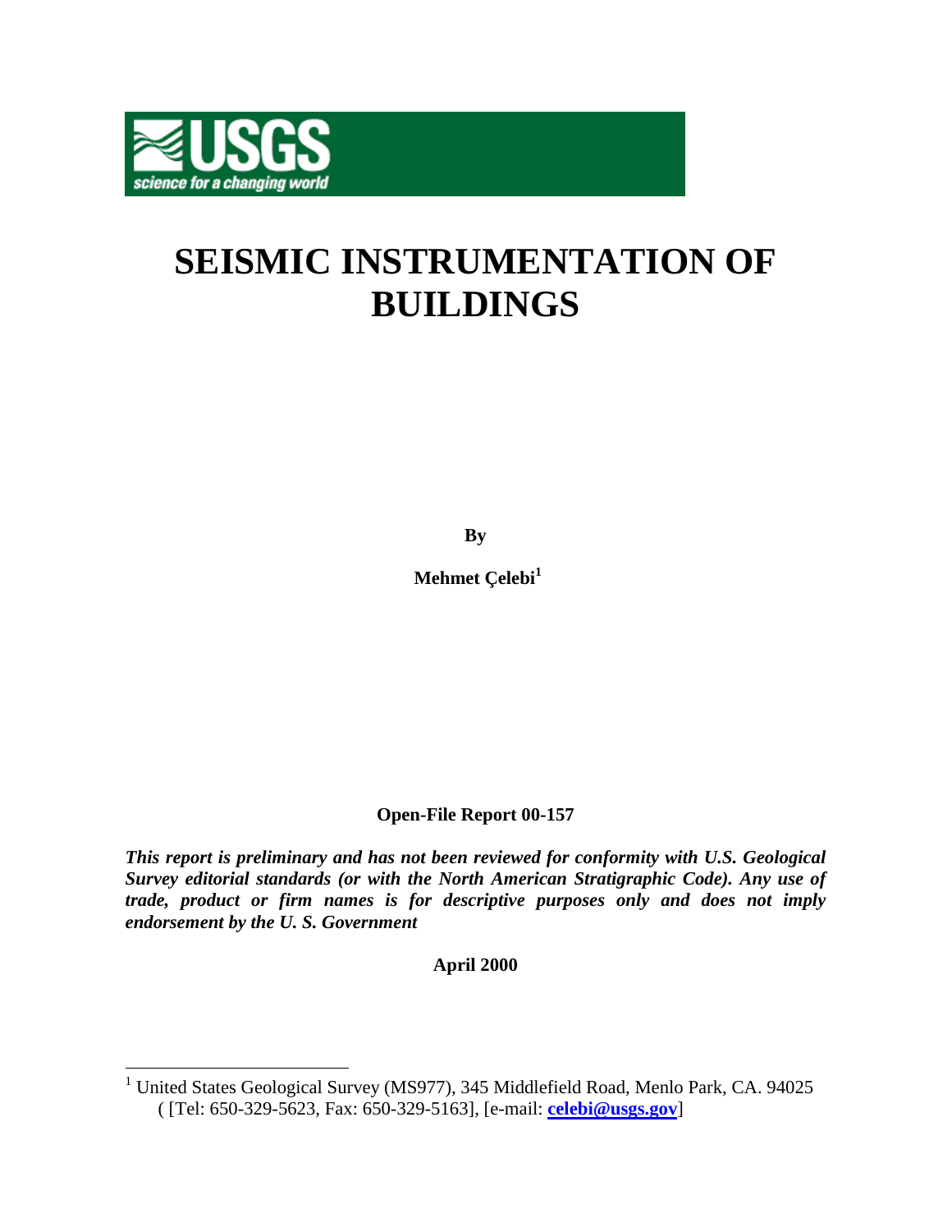# SEISMIC INSTRUMENTATION OF BUILDINGS

**By**

**Mehmet Çelebi[1]**

**Open-File Report 00-157**

***This report is preliminary and has not been reviewed for conformity with U.S. Geological Survey editorial standards (or with the North American Stratigraphic Code). Any use of trade, product or firm names is for descriptive purposes only and does not imply endorsement by the U. S. Government***

**April 2000**

---

[1] United States Geological Survey (MS977), 345 Middlefield Road, Menlo Park, CA. 94025 ( [Tel: 650-329-5623, Fax: 650-329-5163], [e-mail: **celebi@usgs.gov**]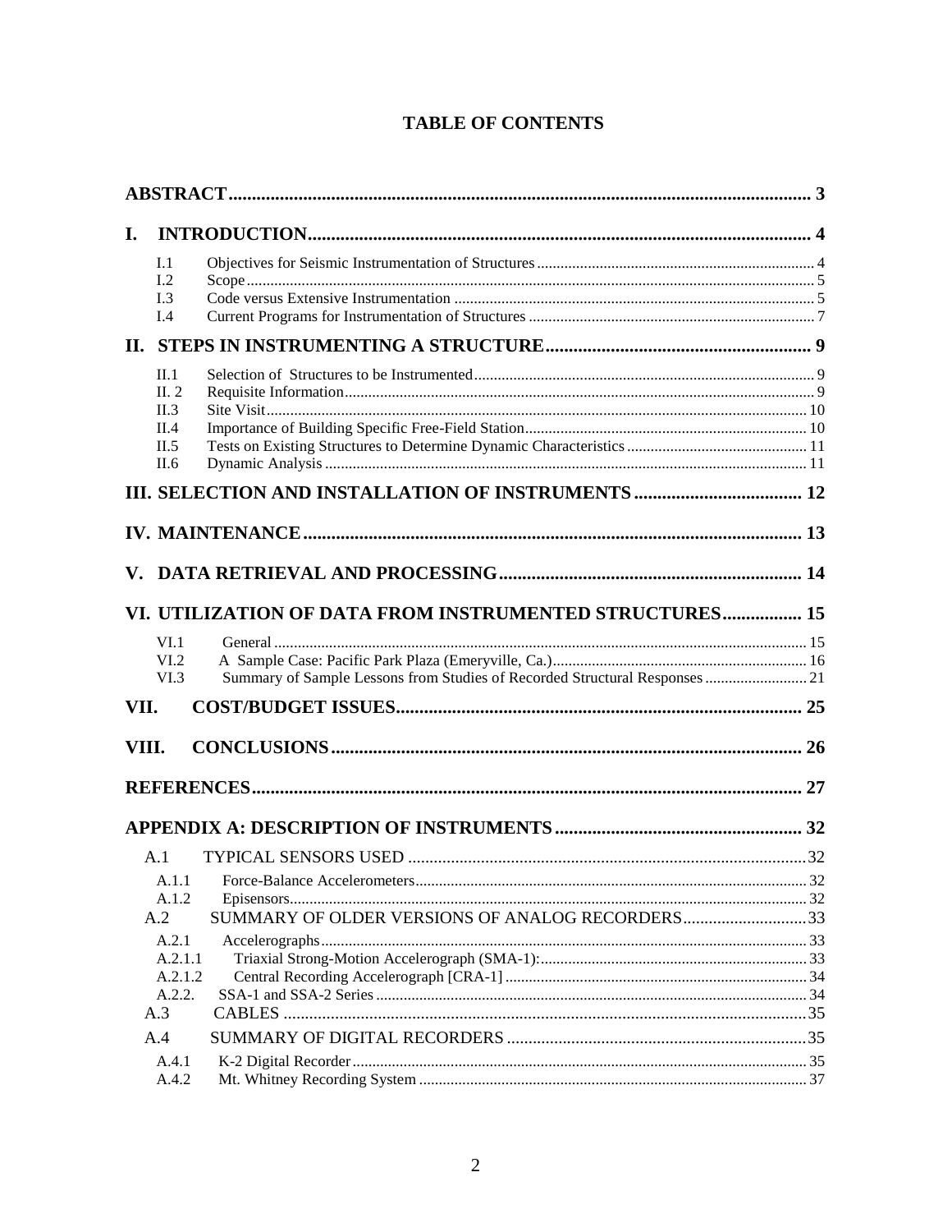# TABLE OF CONTENTS

**ABSTRACT** ........ 3

**I. INTRODUCTION** ........ 4

- I.1 Objectives for Seismic Instrumentation of Structures ........ 4
- I.2 Scope ........ 5
- I.3 Code versus Extensive Instrumentation ........ 5
- I.4 Current Programs for Instrumentation of Structures ........ 7

**II. STEPS IN INSTRUMENTING A STRUCTURE** ........ 9

- II.1 Selection of Structures to be Instrumented ........ 9
- II. 2 Requisite Information ........ 9
- II.3 Site Visit ........ 10
- II.4 Importance of Building Specific Free-Field Station ........ 10
- II.5 Tests on Existing Structures to Determine Dynamic Characteristics ........ 11
- II.6 Dynamic Analysis ........ 11

**III. SELECTION AND INSTALLATION OF INSTRUMENTS** ........ 12

**IV. MAINTENANCE** ........ 13

**V. DATA RETRIEVAL AND PROCESSING** ........ 14

**VI. UTILIZATION OF DATA FROM INSTRUMENTED STRUCTURES** ........ 15

- VI.1 General ........ 15
- VI.2 A Sample Case: Pacific Park Plaza (Emeryville, Ca.) ........ 16
- VI.3 Summary of Sample Lessons from Studies of Recorded Structural Responses ........ 21

**VII. COST/BUDGET ISSUES** ........ 25

**VIII. CONCLUSIONS** ........ 26

**REFERENCES** ........ 27

**APPENDIX A: DESCRIPTION OF INSTRUMENTS** ........ 32

- A.1 TYPICAL SENSORS USED ........ 32
  - A.1.1 Force-Balance Accelerometers ........ 32
  - A.1.2 Episensors ........ 32
- A.2 SUMMARY OF OLDER VERSIONS OF ANALOG RECORDERS ........ 33
  - A.2.1 Accelerographs ........ 33
  - A.2.1.1 Triaxial Strong-Motion Accelerograph (SMA-1): ........ 33
  - A.2.1.2 Central Recording Accelerograph [CRA-1] ........ 34
  - A.2.2. SSA-1 and SSA-2 Series ........ 34
- A.3 CABLES ........ 35
- A.4 SUMMARY OF DIGITAL RECORDERS ........ 35
  - A.4.1 K-2 Digital Recorder ........ 35
  - A.4.2 Mt. Whitney Recording System ........ 37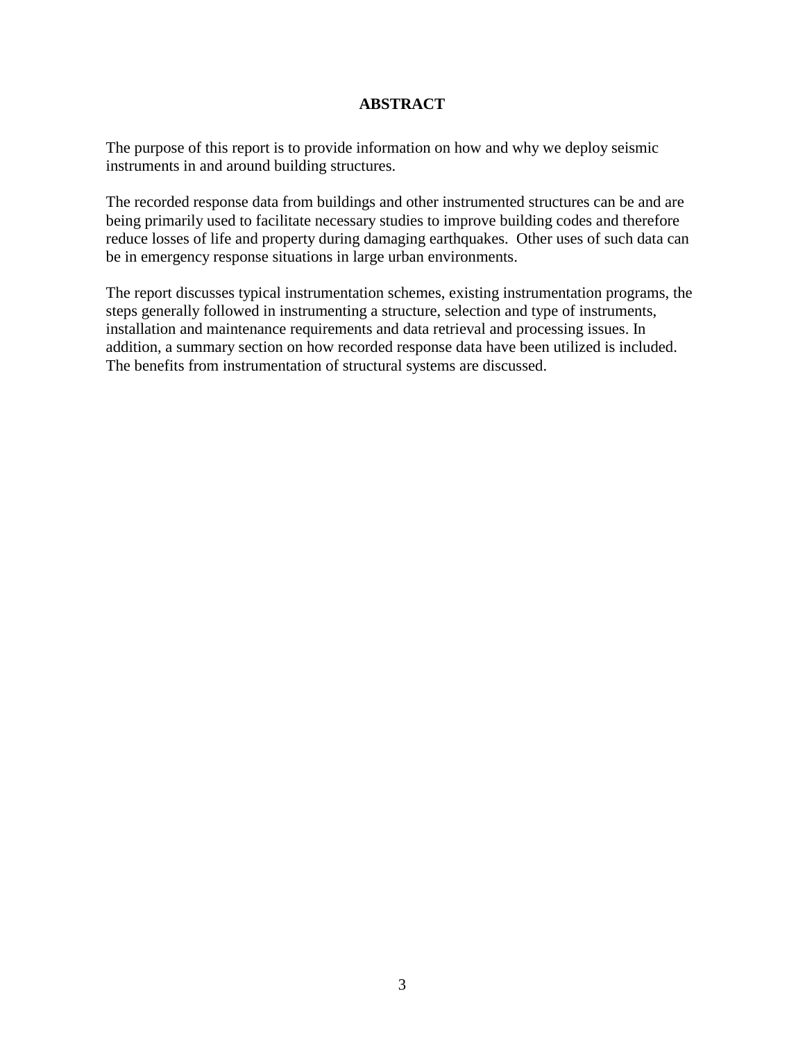# ABSTRACT

The purpose of this report is to provide information on how and why we deploy seismic instruments in and around building structures.

The recorded response data from buildings and other instrumented structures can be and are being primarily used to facilitate necessary studies to improve building codes and therefore reduce losses of life and property during damaging earthquakes. Other uses of such data can be in emergency response situations in large urban environments.

The report discusses typical instrumentation schemes, existing instrumentation programs, the steps generally followed in instrumenting a structure, selection and type of instruments, installation and maintenance requirements and data retrieval and processing issues. In addition, a summary section on how recorded response data have been utilized is included. The benefits from instrumentation of structural systems are discussed.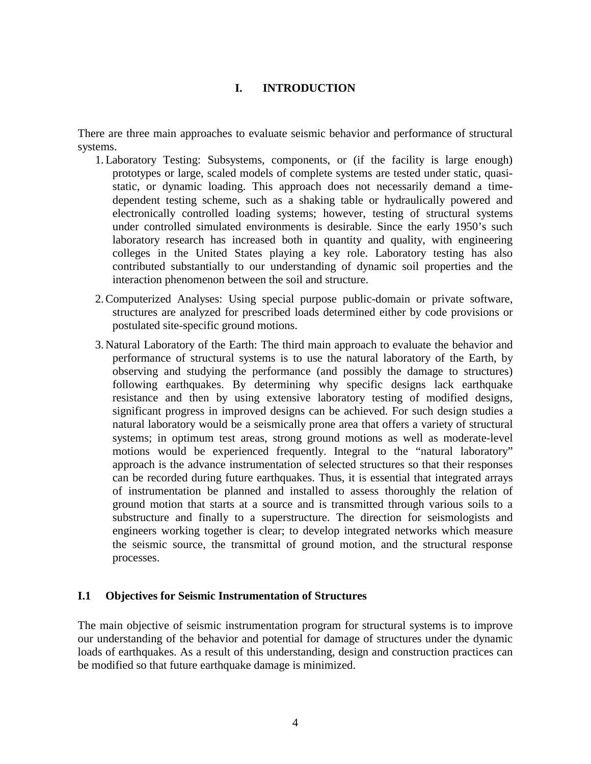# I. INTRODUCTION

There are three main approaches to evaluate seismic behavior and performance of structural systems.

1. Laboratory Testing: Subsystems, components, or (if the facility is large enough) prototypes or large, scaled models of complete systems are tested under static, quasi-static, or dynamic loading. This approach does not necessarily demand a time-dependent testing scheme, such as a shaking table or hydraulically powered and electronically controlled loading systems; however, testing of structural systems under controlled simulated environments is desirable. Since the early 1950's such laboratory research has increased both in quantity and quality, with engineering colleges in the United States playing a key role. Laboratory testing has also contributed substantially to our understanding of dynamic soil properties and the interaction phenomenon between the soil and structure.

2. Computerized Analyses: Using special purpose public-domain or private software, structures are analyzed for prescribed loads determined either by code provisions or postulated site-specific ground motions.

3. Natural Laboratory of the Earth: The third main approach to evaluate the behavior and performance of structural systems is to use the natural laboratory of the Earth, by observing and studying the performance (and possibly the damage to structures) following earthquakes. By determining why specific designs lack earthquake resistance and then by using extensive laboratory testing of modified designs, significant progress in improved designs can be achieved. For such design studies a natural laboratory would be a seismically prone area that offers a variety of structural systems; in optimum test areas, strong ground motions as well as moderate-level motions would be experienced frequently. Integral to the "natural laboratory" approach is the advance instrumentation of selected structures so that their responses can be recorded during future earthquakes. Thus, it is essential that integrated arrays of instrumentation be planned and installed to assess thoroughly the relation of ground motion that starts at a source and is transmitted through various soils to a substructure and finally to a superstructure. The direction for seismologists and engineers working together is clear; to develop integrated networks which measure the seismic source, the transmittal of ground motion, and the structural response processes.

## I.1 Objectives for Seismic Instrumentation of Structures

The main objective of seismic instrumentation program for structural systems is to improve our understanding of the behavior and potential for damage of structures under the dynamic loads of earthquakes. As a result of this understanding, design and construction practices can be modified so that future earthquake damage is minimized.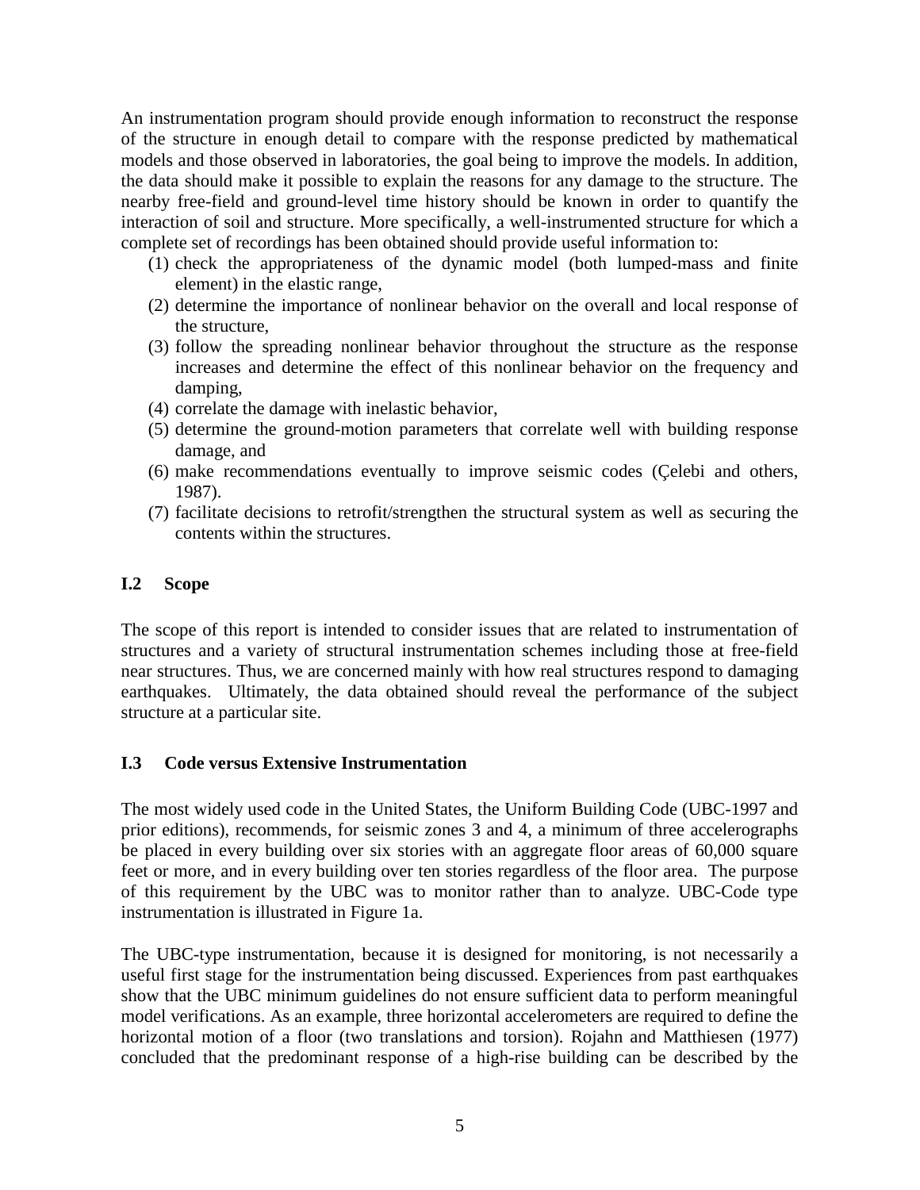An instrumentation program should provide enough information to reconstruct the response of the structure in enough detail to compare with the response predicted by mathematical models and those observed in laboratories, the goal being to improve the models. In addition, the data should make it possible to explain the reasons for any damage to the structure. The nearby free-field and ground-level time history should be known in order to quantify the interaction of soil and structure. More specifically, a well-instrumented structure for which a complete set of recordings has been obtained should provide useful information to:

1. check the appropriateness of the dynamic model (both lumped-mass and finite element) in the elastic range,
2. determine the importance of nonlinear behavior on the overall and local response of the structure,
3. follow the spreading nonlinear behavior throughout the structure as the response increases and determine the effect of this nonlinear behavior on the frequency and damping,
4. correlate the damage with inelastic behavior,
5. determine the ground-motion parameters that correlate well with building response damage, and
6. make recommendations eventually to improve seismic codes (Çelebi and others, 1987).
7. facilitate decisions to retrofit/strengthen the structural system as well as securing the contents within the structures.

## I.2 Scope

The scope of this report is intended to consider issues that are related to instrumentation of structures and a variety of structural instrumentation schemes including those at free-field near structures. Thus, we are concerned mainly with how real structures respond to damaging earthquakes. Ultimately, the data obtained should reveal the performance of the subject structure at a particular site.

## I.3 Code versus Extensive Instrumentation

The most widely used code in the United States, the Uniform Building Code (UBC-1997 and prior editions), recommends, for seismic zones 3 and 4, a minimum of three accelerographs be placed in every building over six stories with an aggregate floor areas of 60,000 square feet or more, and in every building over ten stories regardless of the floor area. The purpose of this requirement by the UBC was to monitor rather than to analyze. UBC-Code type instrumentation is illustrated in Figure 1a.

The UBC-type instrumentation, because it is designed for monitoring, is not necessarily a useful first stage for the instrumentation being discussed. Experiences from past earthquakes show that the UBC minimum guidelines do not ensure sufficient data to perform meaningful model verifications. As an example, three horizontal accelerometers are required to define the horizontal motion of a floor (two translations and torsion). Rojahn and Matthiesen (1977) concluded that the predominant response of a high-rise building can be described by the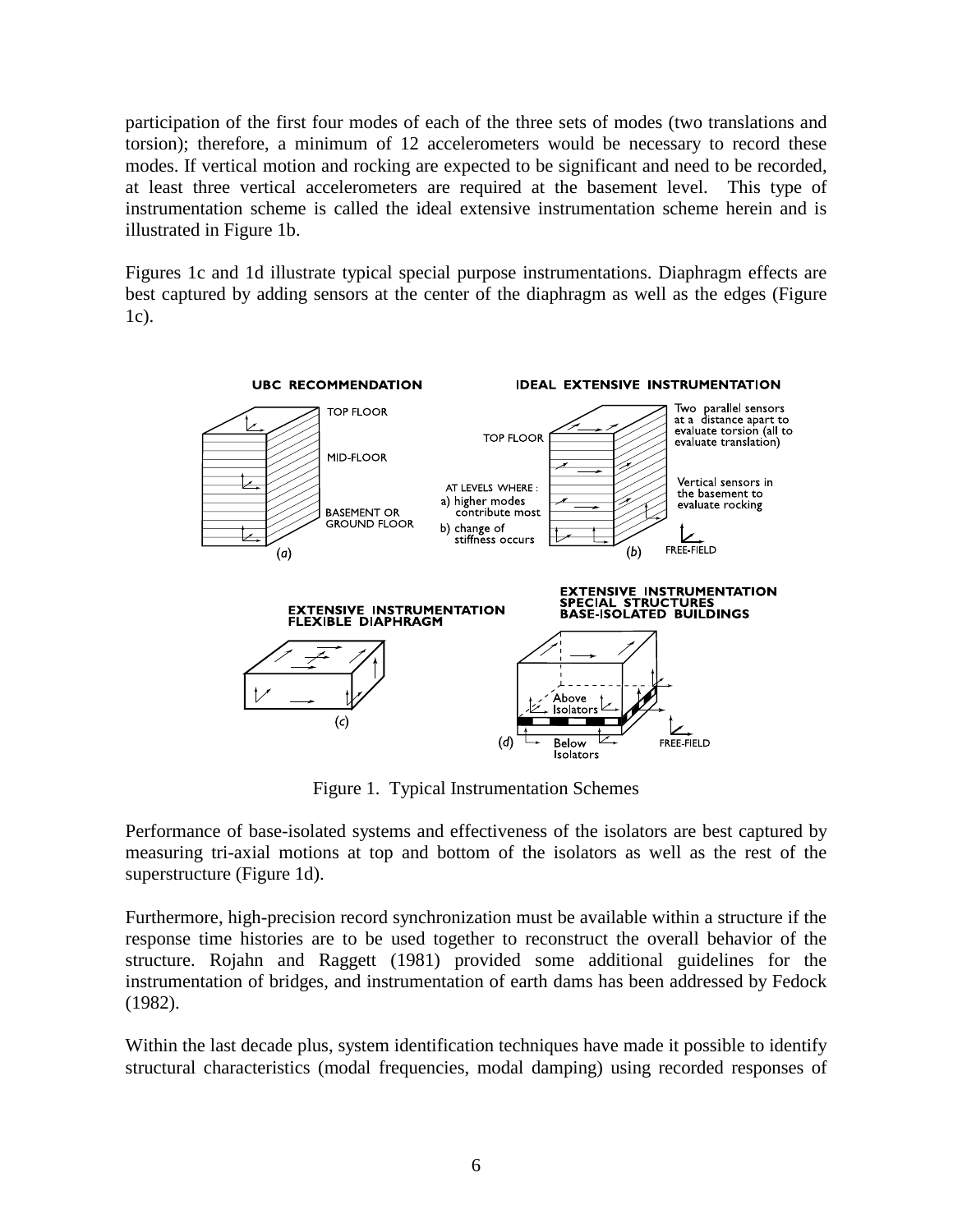participation of the first four modes of each of the three sets of modes (two translations and torsion); therefore, a minimum of 12 accelerometers would be necessary to record these modes. If vertical motion and rocking are expected to be significant and need to be recorded, at least three vertical accelerometers are required at the basement level. This type of instrumentation scheme is called the ideal extensive instrumentation scheme herein and is illustrated in Figure 1b.

Figures 1c and 1d illustrate typical special purpose instrumentations. Diaphragm effects are best captured by adding sensors at the center of the diaphragm as well as the edges (Figure 1c).

Figure 1. Typical Instrumentation Schemes

Performance of base-isolated systems and effectiveness of the isolators are best captured by measuring tri-axial motions at top and bottom of the isolators as well as the rest of the superstructure (Figure 1d).

Furthermore, high-precision record synchronization must be available within a structure if the response time histories are to be used together to reconstruct the overall behavior of the structure. Rojahn and Raggett (1981) provided some additional guidelines for the instrumentation of bridges, and instrumentation of earth dams has been addressed by Fedock (1982).

Within the last decade plus, system identification techniques have made it possible to identify structural characteristics (modal frequencies, modal damping) using recorded responses of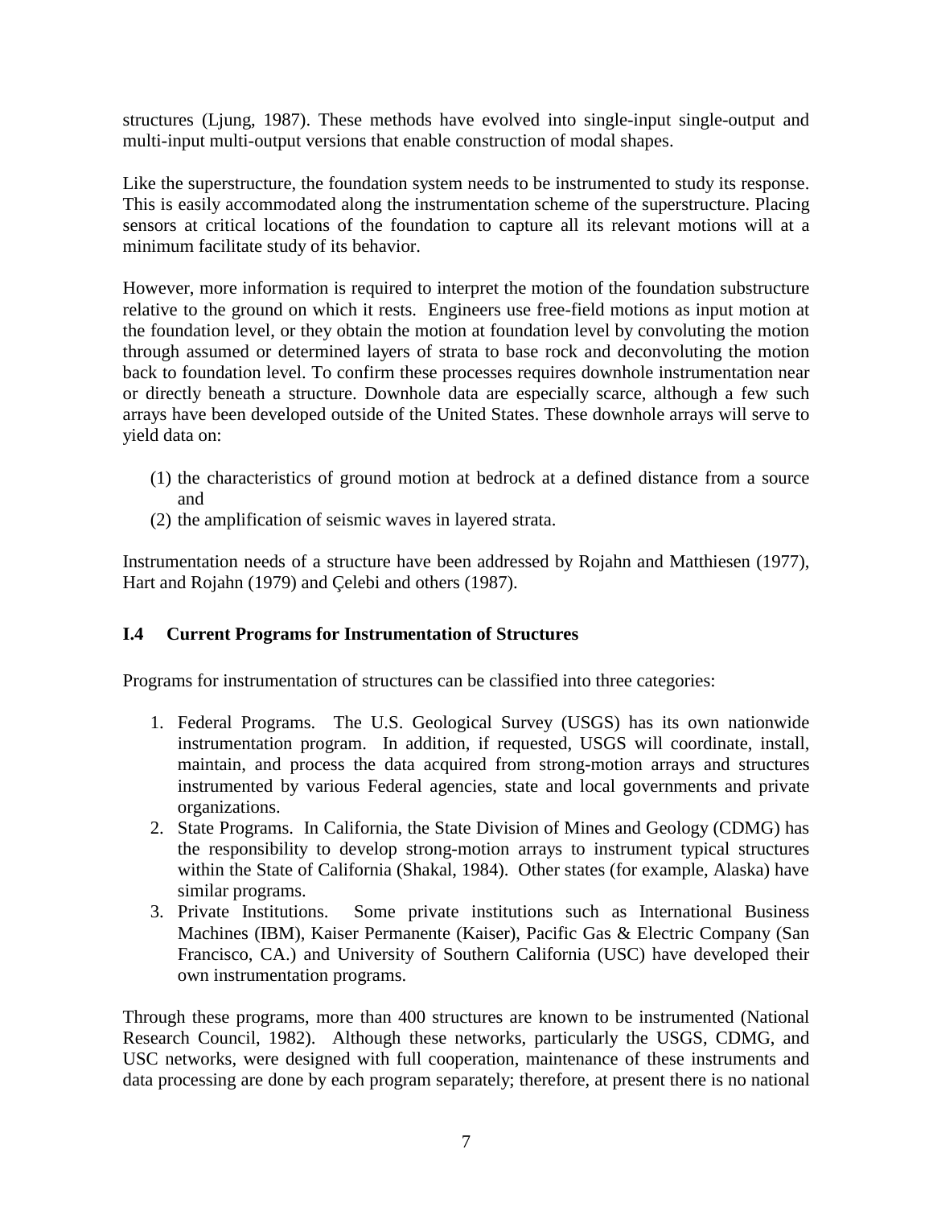structures (Ljung, 1987). These methods have evolved into single-input single-output and multi-input multi-output versions that enable construction of modal shapes.

Like the superstructure, the foundation system needs to be instrumented to study its response. This is easily accommodated along the instrumentation scheme of the superstructure. Placing sensors at critical locations of the foundation to capture all its relevant motions will at a minimum facilitate study of its behavior.

However, more information is required to interpret the motion of the foundation substructure relative to the ground on which it rests. Engineers use free-field motions as input motion at the foundation level, or they obtain the motion at foundation level by convoluting the motion through assumed or determined layers of strata to base rock and deconvoluting the motion back to foundation level. To confirm these processes requires downhole instrumentation near or directly beneath a structure. Downhole data are especially scarce, although a few such arrays have been developed outside of the United States. These downhole arrays will serve to yield data on:

(1) the characteristics of ground motion at bedrock at a defined distance from a source and
(2) the amplification of seismic waves in layered strata.

Instrumentation needs of a structure have been addressed by Rojahn and Matthiesen (1977), Hart and Rojahn (1979) and Çelebi and others (1987).

### I.4 Current Programs for Instrumentation of Structures

Programs for instrumentation of structures can be classified into three categories:

1. Federal Programs. The U.S. Geological Survey (USGS) has its own nationwide instrumentation program. In addition, if requested, USGS will coordinate, install, maintain, and process the data acquired from strong-motion arrays and structures instrumented by various Federal agencies, state and local governments and private organizations.
2. State Programs. In California, the State Division of Mines and Geology (CDMG) has the responsibility to develop strong-motion arrays to instrument typical structures within the State of California (Shakal, 1984). Other states (for example, Alaska) have similar programs.
3. Private Institutions. Some private institutions such as International Business Machines (IBM), Kaiser Permanente (Kaiser), Pacific Gas & Electric Company (San Francisco, CA.) and University of Southern California (USC) have developed their own instrumentation programs.

Through these programs, more than 400 structures are known to be instrumented (National Research Council, 1982). Although these networks, particularly the USGS, CDMG, and USC networks, were designed with full cooperation, maintenance of these instruments and data processing are done by each program separately; therefore, at present there is no national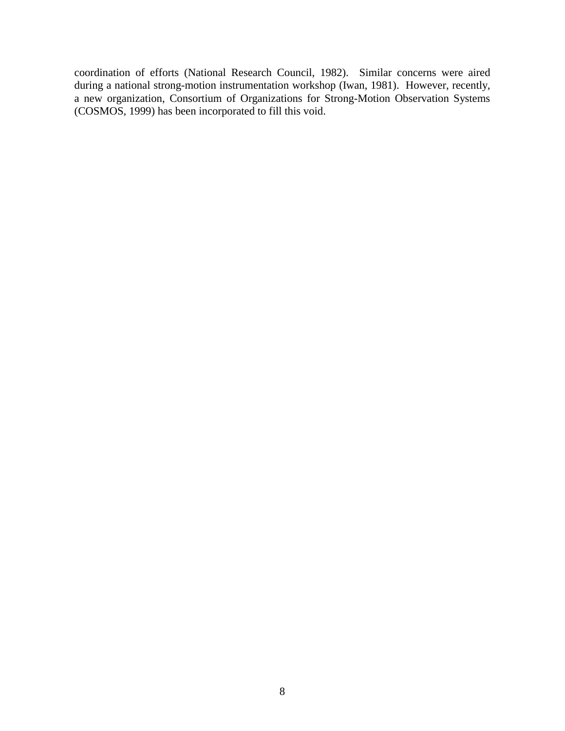coordination of efforts (National Research Council, 1982). Similar concerns were aired during a national strong-motion instrumentation workshop (Iwan, 1981). However, recently, a new organization, Consortium of Organizations for Strong-Motion Observation Systems (COSMOS, 1999) has been incorporated to fill this void.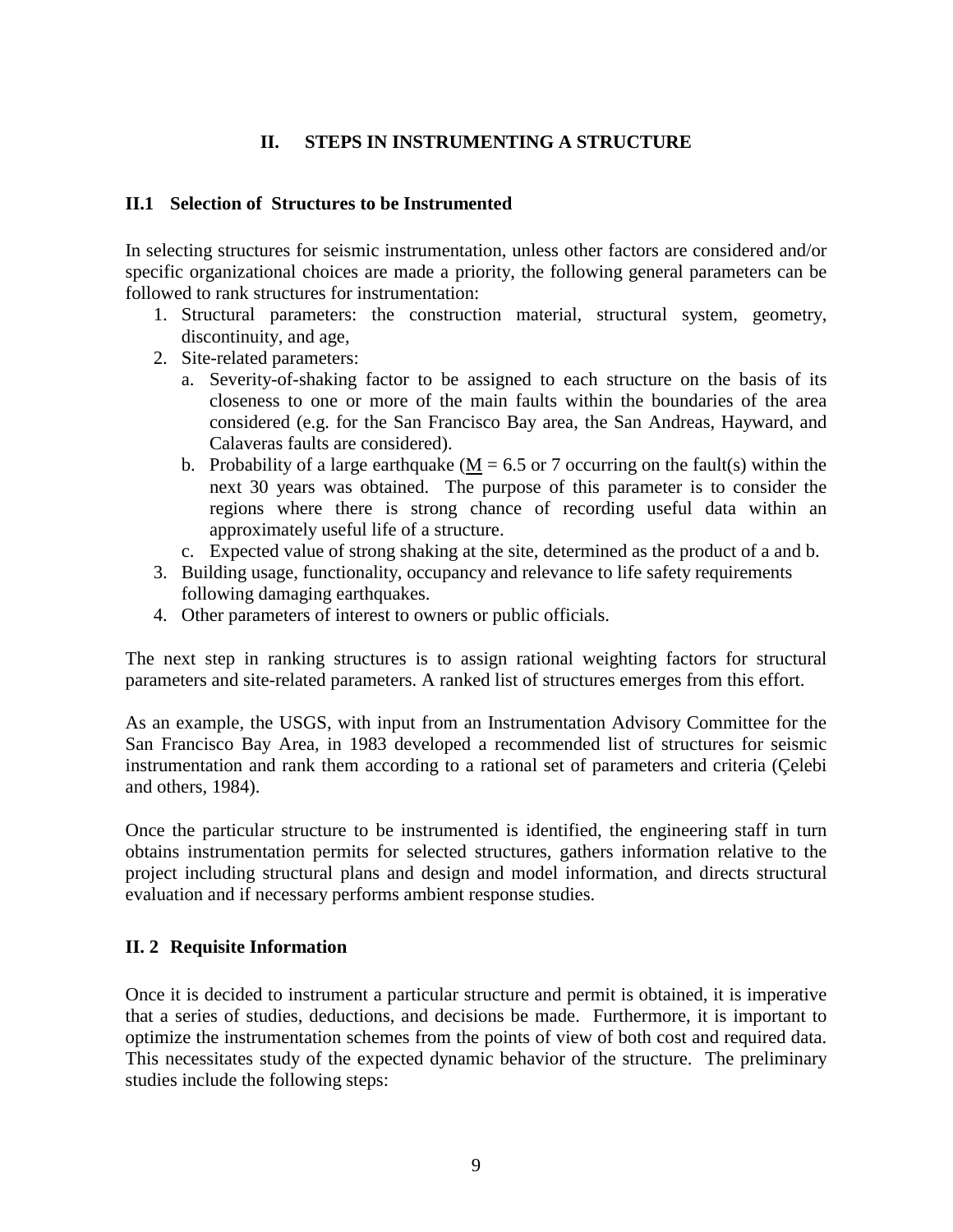# II. STEPS IN INSTRUMENTING A STRUCTURE

## II.1 Selection of Structures to be Instrumented

In selecting structures for seismic instrumentation, unless other factors are considered and/or specific organizational choices are made a priority, the following general parameters can be followed to rank structures for instrumentation:

1. Structural parameters: the construction material, structural system, geometry, discontinuity, and age,
2. Site-related parameters:
   a. Severity-of-shaking factor to be assigned to each structure on the basis of its closeness to one or more of the main faults within the boundaries of the area considered (e.g. for the San Francisco Bay area, the San Andreas, Hayward, and Calaveras faults are considered).
   b. Probability of a large earthquake ($\underline{M}$ = 6.5 or 7 occurring on the fault(s) within the next 30 years was obtained. The purpose of this parameter is to consider the regions where there is strong chance of recording useful data within an approximately useful life of a structure.
   c. Expected value of strong shaking at the site, determined as the product of a and b.
3. Building usage, functionality, occupancy and relevance to life safety requirements following damaging earthquakes.
4. Other parameters of interest to owners or public officials.

The next step in ranking structures is to assign rational weighting factors for structural parameters and site-related parameters. A ranked list of structures emerges from this effort.

As an example, the USGS, with input from an Instrumentation Advisory Committee for the San Francisco Bay Area, in 1983 developed a recommended list of structures for seismic instrumentation and rank them according to a rational set of parameters and criteria (Çelebi and others, 1984).

Once the particular structure to be instrumented is identified, the engineering staff in turn obtains instrumentation permits for selected structures, gathers information relative to the project including structural plans and design and model information, and directs structural evaluation and if necessary performs ambient response studies.

## II. 2 Requisite Information

Once it is decided to instrument a particular structure and permit is obtained, it is imperative that a series of studies, deductions, and decisions be made. Furthermore, it is important to optimize the instrumentation schemes from the points of view of both cost and required data. This necessitates study of the expected dynamic behavior of the structure. The preliminary studies include the following steps: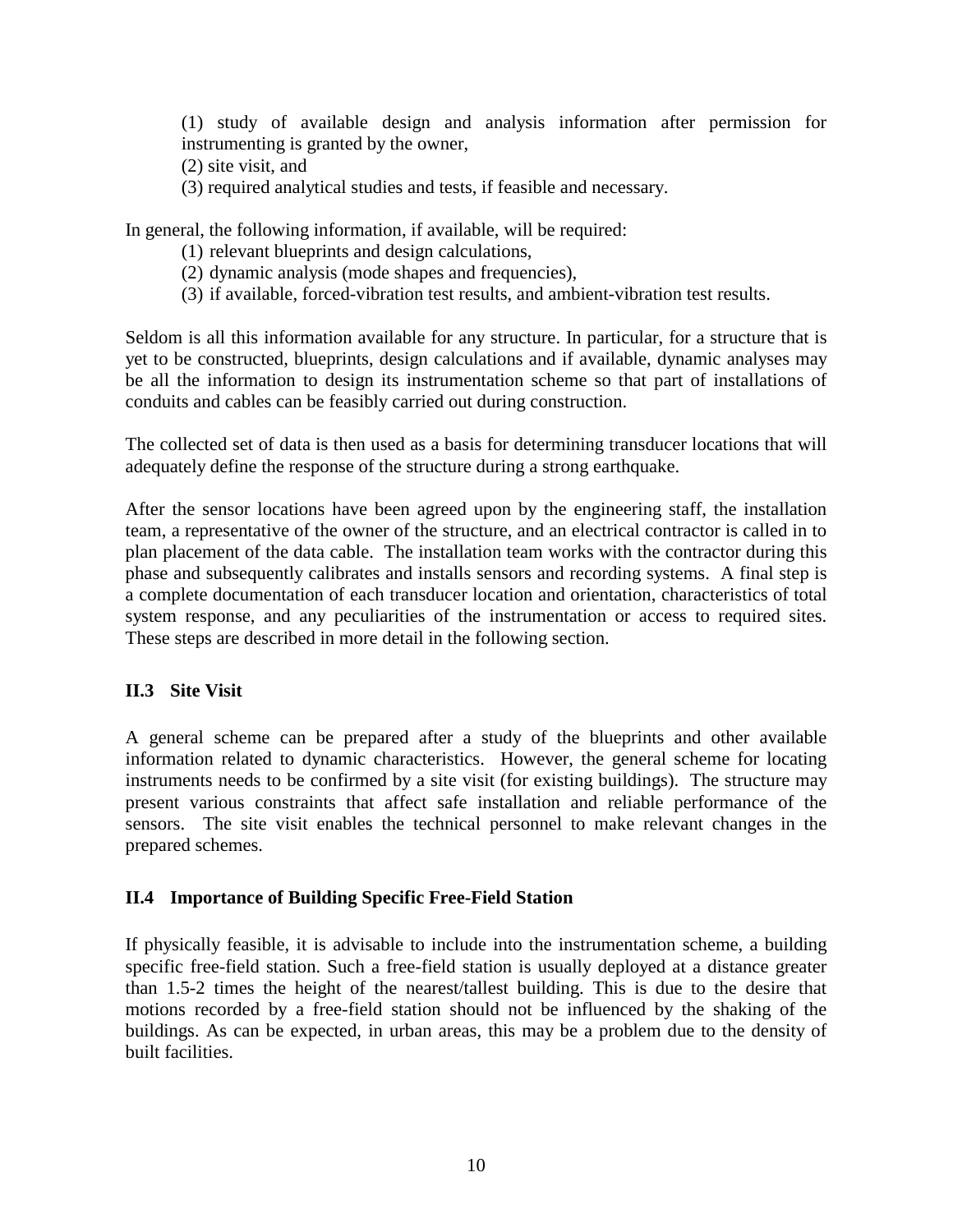(1) study of available design and analysis information after permission for instrumenting is granted by the owner,
(2) site visit, and
(3) required analytical studies and tests, if feasible and necessary.

In general, the following information, if available, will be required:

(1) relevant blueprints and design calculations,
(2) dynamic analysis (mode shapes and frequencies),
(3) if available, forced-vibration test results, and ambient-vibration test results.

Seldom is all this information available for any structure. In particular, for a structure that is yet to be constructed, blueprints, design calculations and if available, dynamic analyses may be all the information to design its instrumentation scheme so that part of installations of conduits and cables can be feasibly carried out during construction.

The collected set of data is then used as a basis for determining transducer locations that will adequately define the response of the structure during a strong earthquake.

After the sensor locations have been agreed upon by the engineering staff, the installation team, a representative of the owner of the structure, and an electrical contractor is called in to plan placement of the data cable. The installation team works with the contractor during this phase and subsequently calibrates and installs sensors and recording systems. A final step is a complete documentation of each transducer location and orientation, characteristics of total system response, and any peculiarities of the instrumentation or access to required sites. These steps are described in more detail in the following section.

### II.3 Site Visit

A general scheme can be prepared after a study of the blueprints and other available information related to dynamic characteristics. However, the general scheme for locating instruments needs to be confirmed by a site visit (for existing buildings). The structure may present various constraints that affect safe installation and reliable performance of the sensors. The site visit enables the technical personnel to make relevant changes in the prepared schemes.

### II.4 Importance of Building Specific Free-Field Station

If physically feasible, it is advisable to include into the instrumentation scheme, a building specific free-field station. Such a free-field station is usually deployed at a distance greater than 1.5-2 times the height of the nearest/tallest building. This is due to the desire that motions recorded by a free-field station should not be influenced by the shaking of the buildings. As can be expected, in urban areas, this may be a problem due to the density of built facilities.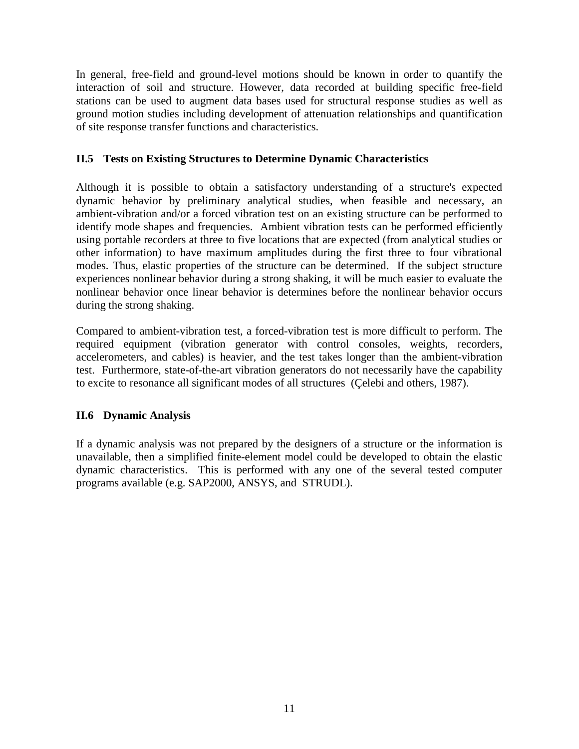In general, free-field and ground-level motions should be known in order to quantify the interaction of soil and structure. However, data recorded at building specific free-field stations can be used to augment data bases used for structural response studies as well as ground motion studies including development of attenuation relationships and quantification of site response transfer functions and characteristics.

### II.5 Tests on Existing Structures to Determine Dynamic Characteristics

Although it is possible to obtain a satisfactory understanding of a structure's expected dynamic behavior by preliminary analytical studies, when feasible and necessary, an ambient-vibration and/or a forced vibration test on an existing structure can be performed to identify mode shapes and frequencies. Ambient vibration tests can be performed efficiently using portable recorders at three to five locations that are expected (from analytical studies or other information) to have maximum amplitudes during the first three to four vibrational modes. Thus, elastic properties of the structure can be determined. If the subject structure experiences nonlinear behavior during a strong shaking, it will be much easier to evaluate the nonlinear behavior once linear behavior is determines before the nonlinear behavior occurs during the strong shaking.

Compared to ambient-vibration test, a forced-vibration test is more difficult to perform. The required equipment (vibration generator with control consoles, weights, recorders, accelerometers, and cables) is heavier, and the test takes longer than the ambient-vibration test. Furthermore, state-of-the-art vibration generators do not necessarily have the capability to excite to resonance all significant modes of all structures (Çelebi and others, 1987).

### II.6 Dynamic Analysis

If a dynamic analysis was not prepared by the designers of a structure or the information is unavailable, then a simplified finite-element model could be developed to obtain the elastic dynamic characteristics. This is performed with any one of the several tested computer programs available (e.g. SAP2000, ANSYS, and STRUDL).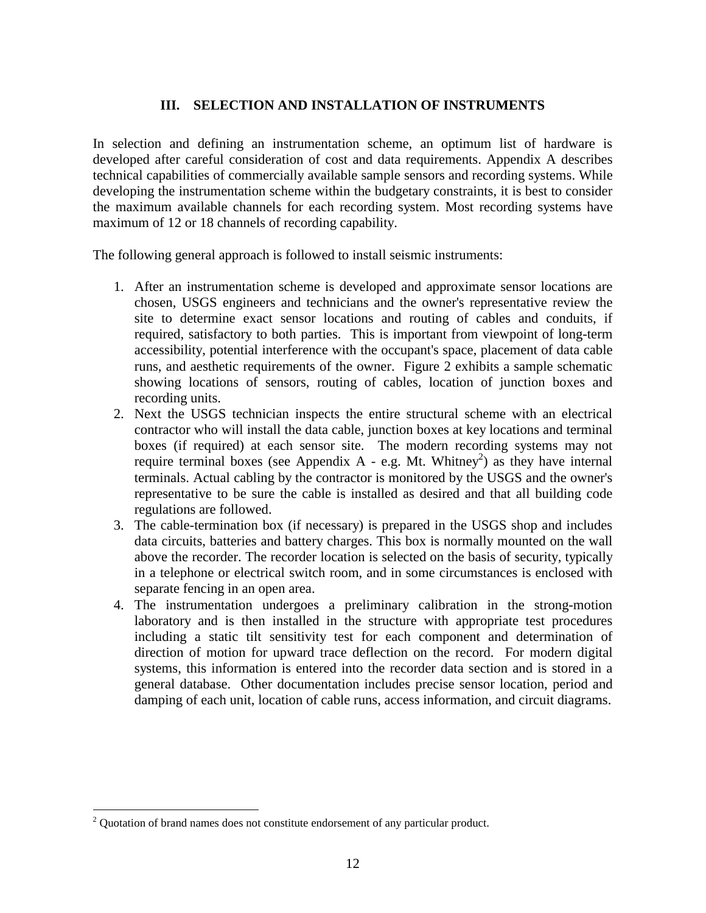## III. SELECTION AND INSTALLATION OF INSTRUMENTS

In selection and defining an instrumentation scheme, an optimum list of hardware is developed after careful consideration of cost and data requirements. Appendix A describes technical capabilities of commercially available sample sensors and recording systems. While developing the instrumentation scheme within the budgetary constraints, it is best to consider the maximum available channels for each recording system. Most recording systems have maximum of 12 or 18 channels of recording capability.

The following general approach is followed to install seismic instruments:

1. After an instrumentation scheme is developed and approximate sensor locations are chosen, USGS engineers and technicians and the owner's representative review the site to determine exact sensor locations and routing of cables and conduits, if required, satisfactory to both parties. This is important from viewpoint of long-term accessibility, potential interference with the occupant's space, placement of data cable runs, and aesthetic requirements of the owner. Figure 2 exhibits a sample schematic showing locations of sensors, routing of cables, location of junction boxes and recording units.
2. Next the USGS technician inspects the entire structural scheme with an electrical contractor who will install the data cable, junction boxes at key locations and terminal boxes (if required) at each sensor site. The modern recording systems may not require terminal boxes (see Appendix A - e.g. Mt. Whitney[2]) as they have internal terminals. Actual cabling by the contractor is monitored by the USGS and the owner's representative to be sure the cable is installed as desired and that all building code regulations are followed.
3. The cable-termination box (if necessary) is prepared in the USGS shop and includes data circuits, batteries and battery charges. This box is normally mounted on the wall above the recorder. The recorder location is selected on the basis of security, typically in a telephone or electrical switch room, and in some circumstances is enclosed with separate fencing in an open area.
4. The instrumentation undergoes a preliminary calibration in the strong-motion laboratory and is then installed in the structure with appropriate test procedures including a static tilt sensitivity test for each component and determination of direction of motion for upward trace deflection on the record. For modern digital systems, this information is entered into the recorder data section and is stored in a general database. Other documentation includes precise sensor location, period and damping of each unit, location of cable runs, access information, and circuit diagrams.

---

[2] Quotation of brand names does not constitute endorsement of any particular product.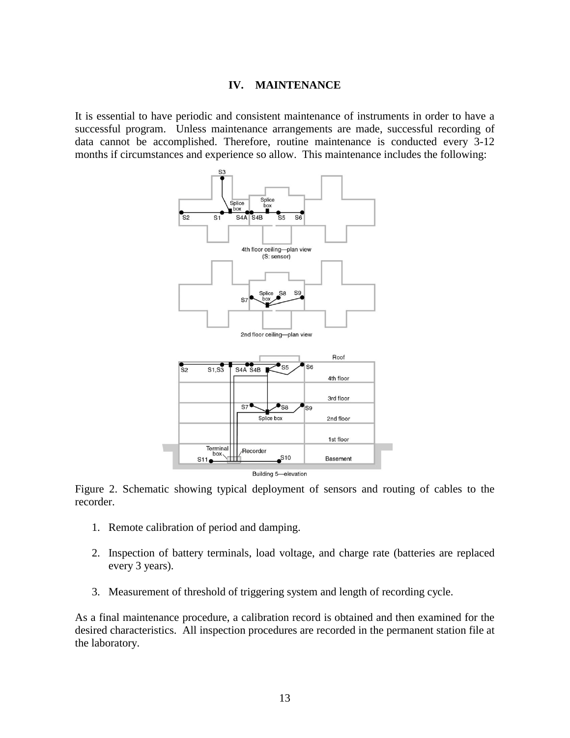## IV. MAINTENANCE

It is essential to have periodic and consistent maintenance of instruments in order to have a successful program. Unless maintenance arrangements are made, successful recording of data cannot be accomplished. Therefore, routine maintenance is conducted every 3-12 months if circumstances and experience so allow. This maintenance includes the following:

Figure 2. Schematic showing typical deployment of sensors and routing of cables to the recorder.

1. Remote calibration of period and damping.
2. Inspection of battery terminals, load voltage, and charge rate (batteries are replaced every 3 years).
3. Measurement of threshold of triggering system and length of recording cycle.

As a final maintenance procedure, a calibration record is obtained and then examined for the desired characteristics. All inspection procedures are recorded in the permanent station file at the laboratory.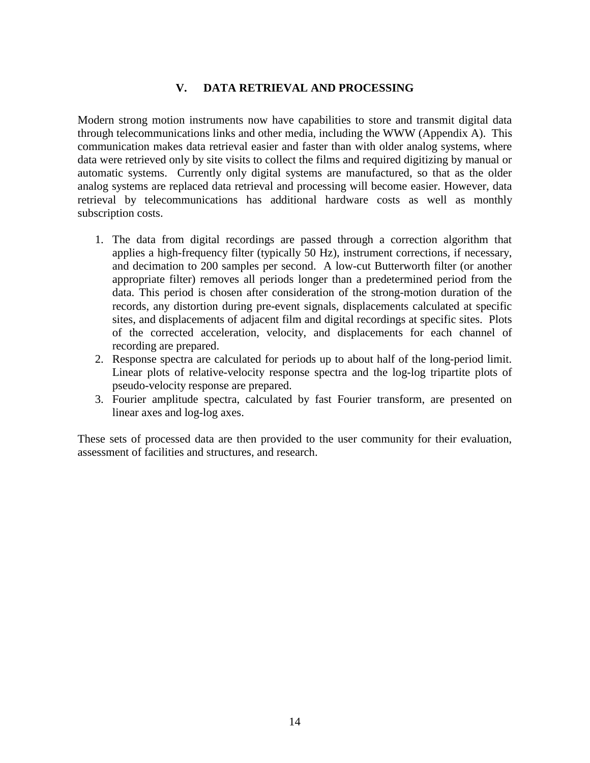## V. DATA RETRIEVAL AND PROCESSING

Modern strong motion instruments now have capabilities to store and transmit digital data through telecommunications links and other media, including the WWW (Appendix A). This communication makes data retrieval easier and faster than with older analog systems, where data were retrieved only by site visits to collect the films and required digitizing by manual or automatic systems. Currently only digital systems are manufactured, so that as the older analog systems are replaced data retrieval and processing will become easier. However, data retrieval by telecommunications has additional hardware costs as well as monthly subscription costs.

1. The data from digital recordings are passed through a correction algorithm that applies a high-frequency filter (typically 50 Hz), instrument corrections, if necessary, and decimation to 200 samples per second. A low-cut Butterworth filter (or another appropriate filter) removes all periods longer than a predetermined period from the data. This period is chosen after consideration of the strong-motion duration of the records, any distortion during pre-event signals, displacements calculated at specific sites, and displacements of adjacent film and digital recordings at specific sites. Plots of the corrected acceleration, velocity, and displacements for each channel of recording are prepared.
2. Response spectra are calculated for periods up to about half of the long-period limit. Linear plots of relative-velocity response spectra and the log-log tripartite plots of pseudo-velocity response are prepared.
3. Fourier amplitude spectra, calculated by fast Fourier transform, are presented on linear axes and log-log axes.

These sets of processed data are then provided to the user community for their evaluation, assessment of facilities and structures, and research.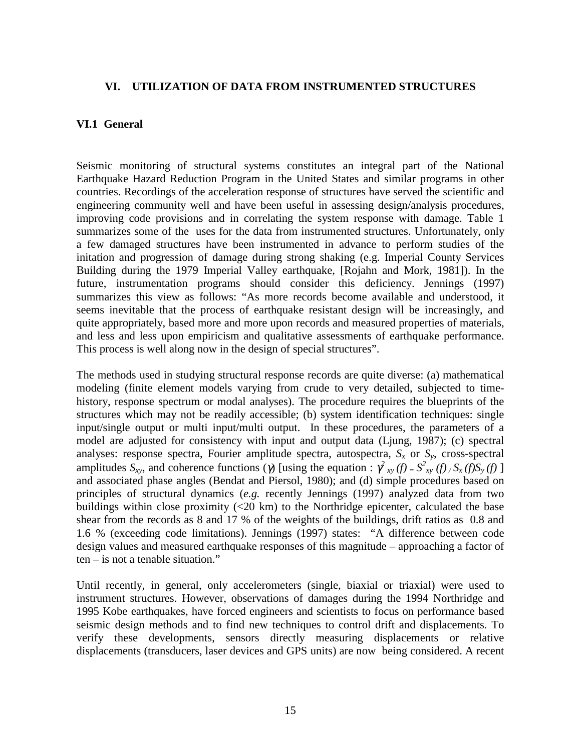# VI. UTILIZATION OF DATA FROM INSTRUMENTED STRUCTURES

## VI.1 General

Seismic monitoring of structural systems constitutes an integral part of the National Earthquake Hazard Reduction Program in the United States and similar programs in other countries. Recordings of the acceleration response of structures have served the scientific and engineering community well and have been useful in assessing design/analysis procedures, improving code provisions and in correlating the system response with damage. Table 1 summarizes some of the uses for the data from instrumented structures. Unfortunately, only a few damaged structures have been instrumented in advance to perform studies of the initation and progression of damage during strong shaking (e.g. Imperial County Services Building during the 1979 Imperial Valley earthquake, [Rojahn and Mork, 1981]). In the future, instrumentation programs should consider this deficiency. Jennings (1997) summarizes this view as follows: "As more records become available and understood, it seems inevitable that the process of earthquake resistant design will be increasingly, and quite appropriately, based more and more upon records and measured properties of materials, and less and less upon empiricism and qualitative assessments of earthquake performance. This process is well along now in the design of special structures".

The methods used in studying structural response records are quite diverse: (a) mathematical modeling (finite element models varying from crude to very detailed, subjected to time-history, response spectrum or modal analyses). The procedure requires the blueprints of the structures which may not be readily accessible; (b) system identification techniques: single input/single output or multi input/multi output. In these procedures, the parameters of a model are adjusted for consistency with input and output data (Ljung, 1987); (c) spectral analyses: response spectra, Fourier amplitude spectra, autospectra, $S_x$ or $S_y$, cross-spectral amplitudes $S_{xy}$, and coherence functions ($\gamma$) [using the equation : $\gamma^2_{xy}(f) = S^2_{xy}(f) / S_x(f) S_y(f)$ ] and associated phase angles (Bendat and Piersol, 1980); and (d) simple procedures based on principles of structural dynamics (*e.g.* recently Jennings (1997) analyzed data from two buildings within close proximity (<20 km) to the Northridge epicenter, calculated the base shear from the records as 8 and 17 % of the weights of the buildings, drift ratios as 0.8 and 1.6 % (exceeding code limitations). Jennings (1997) states: "A difference between code design values and measured earthquake responses of this magnitude – approaching a factor of ten – is not a tenable situation."

Until recently, in general, only accelerometers (single, biaxial or triaxial) were used to instrument structures. However, observations of damages during the 1994 Northridge and 1995 Kobe earthquakes, have forced engineers and scientists to focus on performance based seismic design methods and to find new techniques to control drift and displacements. To verify these developments, sensors directly measuring displacements or relative displacements (transducers, laser devices and GPS units) are now being considered. A recent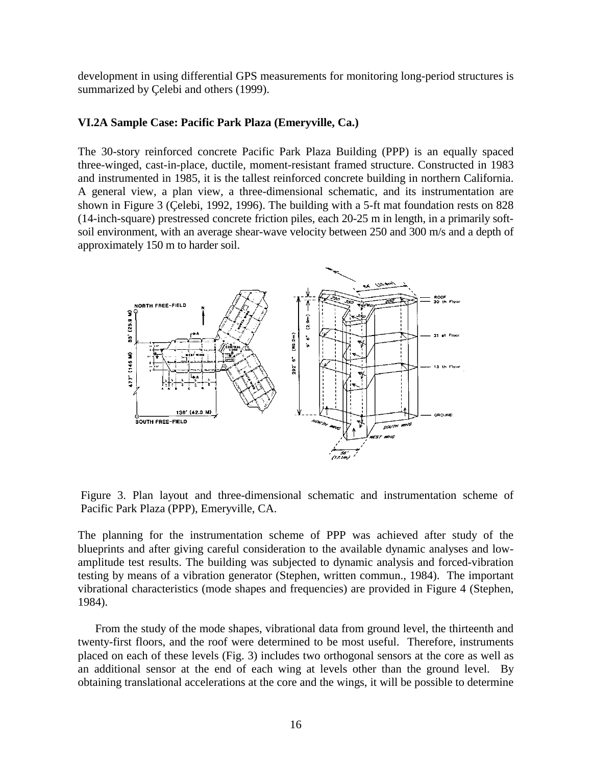development in using differential GPS measurements for monitoring long-period structures is summarized by Çelebi and others (1999).

### VI.2A Sample Case: Pacific Park Plaza (Emeryville, Ca.)

The 30-story reinforced concrete Pacific Park Plaza Building (PPP) is an equally spaced three-winged, cast-in-place, ductile, moment-resistant framed structure. Constructed in 1983 and instrumented in 1985, it is the tallest reinforced concrete building in northern California. A general view, a plan view, a three-dimensional schematic, and its instrumentation are shown in Figure 3 (Çelebi, 1992, 1996). The building with a 5-ft mat foundation rests on 828 (14-inch-square) prestressed concrete friction piles, each 20-25 m in length, in a primarily soft-soil environment, with an average shear-wave velocity between 250 and 300 m/s and a depth of approximately 150 m to harder soil.

Figure 3. Plan layout and three-dimensional schematic and instrumentation scheme of Pacific Park Plaza (PPP), Emeryville, CA.

The planning for the instrumentation scheme of PPP was achieved after study of the blueprints and after giving careful consideration to the available dynamic analyses and low-amplitude test results. The building was subjected to dynamic analysis and forced-vibration testing by means of a vibration generator (Stephen, written commun., 1984). The important vibrational characteristics (mode shapes and frequencies) are provided in Figure 4 (Stephen, 1984).

From the study of the mode shapes, vibrational data from ground level, the thirteenth and twenty-first floors, and the roof were determined to be most useful. Therefore, instruments placed on each of these levels (Fig. 3) includes two orthogonal sensors at the core as well as an additional sensor at the end of each wing at levels other than the ground level. By obtaining translational accelerations at the core and the wings, it will be possible to determine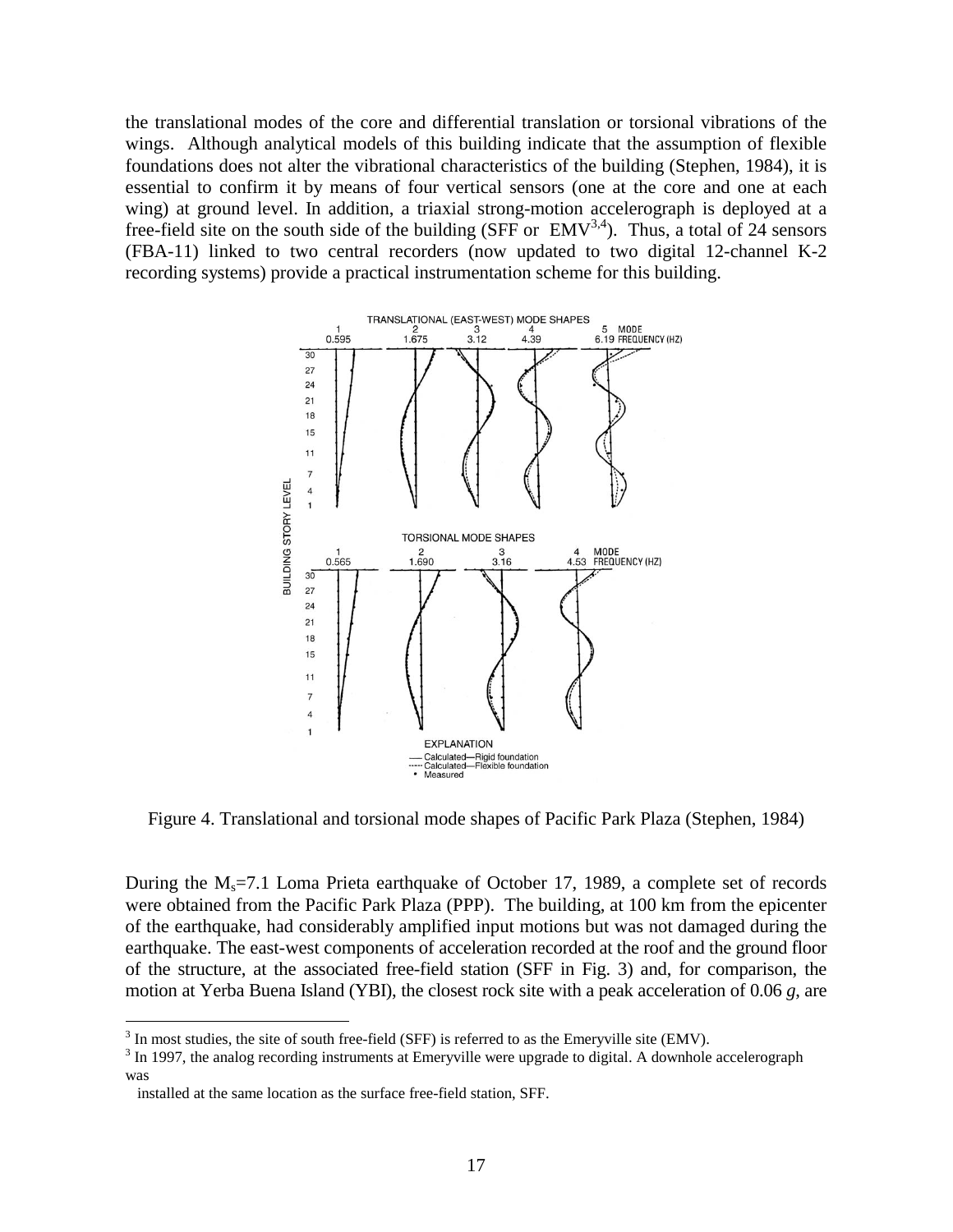the translational modes of the core and differential translation or torsional vibrations of the wings. Although analytical models of this building indicate that the assumption of flexible foundations does not alter the vibrational characteristics of the building (Stephen, 1984), it is essential to confirm it by means of four vertical sensors (one at the core and one at each wing) at ground level. In addition, a triaxial strong-motion accelerograph is deployed at a free-field site on the south side of the building (SFF or EMV[3,4]). Thus, a total of 24 sensors (FBA-11) linked to two central recorders (now updated to two digital 12-channel K-2 recording systems) provide a practical instrumentation scheme for this building.

Figure 4. Translational and torsional mode shapes of Pacific Park Plaza (Stephen, 1984)

During the $M_s$=7.1 Loma Prieta earthquake of October 17, 1989, a complete set of records were obtained from the Pacific Park Plaza (PPP). The building, at 100 km from the epicenter of the earthquake, had considerably amplified input motions but was not damaged during the earthquake. The east-west components of acceleration recorded at the roof and the ground floor of the structure, at the associated free-field station (SFF in Fig. 3) and, for comparison, the motion at Yerba Buena Island (YBI), the closest rock site with a peak acceleration of 0.06 *g*, are

[3] In most studies, the site of south free-field (SFF) is referred to as the Emeryville site (EMV).

[3] In 1997, the analog recording instruments at Emeryville were upgrade to digital. A downhole accelerograph was installed at the same location as the surface free-field station, SFF.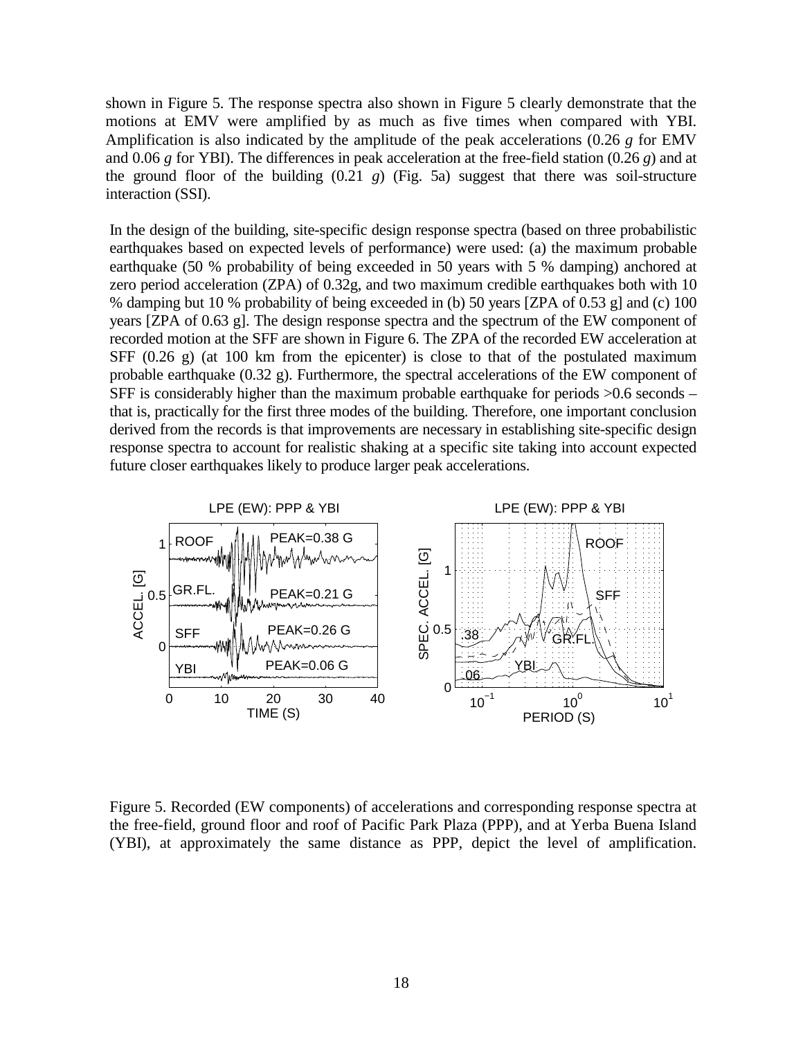shown in Figure 5. The response spectra also shown in Figure 5 clearly demonstrate that the motions at EMV were amplified by as much as five times when compared with YBI. Amplification is also indicated by the amplitude of the peak accelerations (0.26 *g* for EMV and 0.06 *g* for YBI). The differences in peak acceleration at the free-field station (0.26 *g*) and at the ground floor of the building (0.21 *g*) (Fig. 5a) suggest that there was soil-structure interaction (SSI).

In the design of the building, site-specific design response spectra (based on three probabilistic earthquakes based on expected levels of performance) were used: (a) the maximum probable earthquake (50 % probability of being exceeded in 50 years with 5 % damping) anchored at zero period acceleration (ZPA) of 0.32g, and two maximum credible earthquakes both with 10 % damping but 10 % probability of being exceeded in (b) 50 years [ZPA of 0.53 g] and (c) 100 years [ZPA of 0.63 g]. The design response spectra and the spectrum of the EW component of recorded motion at the SFF are shown in Figure 6. The ZPA of the recorded EW acceleration at SFF (0.26 g) (at 100 km from the epicenter) is close to that of the postulated maximum probable earthquake (0.32 g). Furthermore, the spectral accelerations of the EW component of SFF is considerably higher than the maximum probable earthquake for periods >0.6 seconds – that is, practically for the first three modes of the building. Therefore, one important conclusion derived from the records is that improvements are necessary in establishing site-specific design response spectra to account for realistic shaking at a specific site taking into account expected future closer earthquakes likely to produce larger peak accelerations.

Figure 5. Recorded (EW components) of accelerations and corresponding response spectra at the free-field, ground floor and roof of Pacific Park Plaza (PPP), and at Yerba Buena Island (YBI), at approximately the same distance as PPP, depict the level of amplification.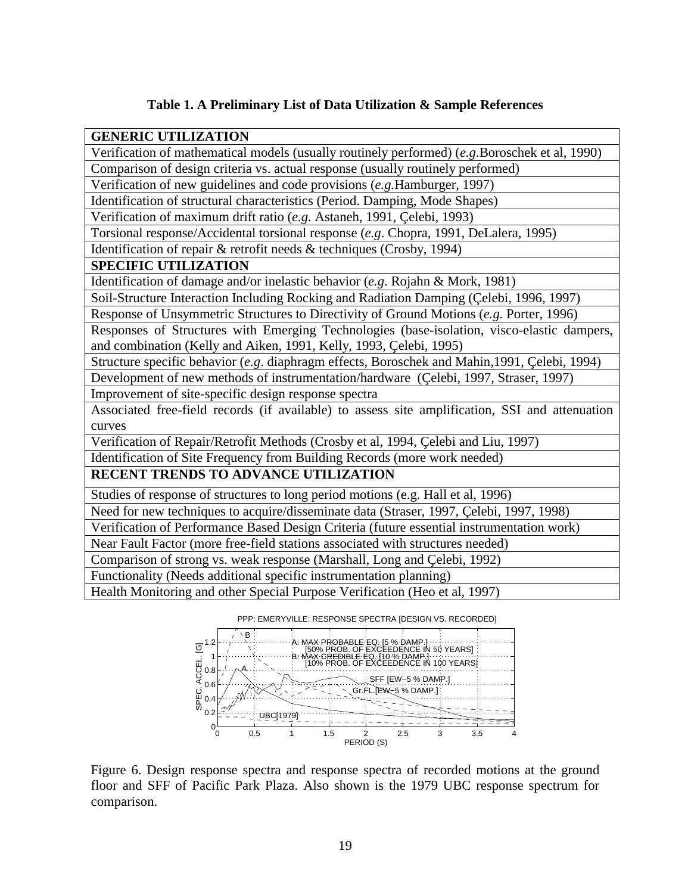**Table 1. A Preliminary List of Data Utilization & Sample References**

| GENERIC UTILIZATION |
|---|
| Verification of mathematical models (usually routinely performed) (*e.g.*Boroschek et al, 1990) |
| Comparison of design criteria vs. actual response (usually routinely performed) |
| Verification of new guidelines and code provisions (*e.g.*Hamburger, 1997) |
| Identification of structural characteristics (Period. Damping, Mode Shapes) |
| Verification of maximum drift ratio (*e.g.* Astaneh, 1991, Çelebi, 1993) |
| Torsional response/Accidental torsional response (*e.g*. Chopra, 1991, DeLalera, 1995) |
| Identification of repair & retrofit needs & techniques (Crosby, 1994) |
| **SPECIFIC UTILIZATION** |
| Identification of damage and/or inelastic behavior (*e.g*. Rojahn & Mork, 1981) |
| Soil-Structure Interaction Including Rocking and Radiation Damping (Çelebi, 1996, 1997) |
| Response of Unsymmetric Structures to Directivity of Ground Motions (*e.g.* Porter, 1996) |
| Responses of Structures with Emerging Technologies (base-isolation, visco-elastic dampers, and combination (Kelly and Aiken, 1991, Kelly, 1993, Çelebi, 1995) |
| Structure specific behavior (*e.g*. diaphragm effects, Boroschek and Mahin,1991, Çelebi, 1994) |
| Development of new methods of instrumentation/hardware (Çelebi, 1997, Straser, 1997) |
| Improvement of site-specific design response spectra |
| Associated free-field records (if available) to assess site amplification, SSI and attenuation curves |
| Verification of Repair/Retrofit Methods (Crosby et al, 1994, Çelebi and Liu, 1997) |
| Identification of Site Frequency from Building Records (more work needed) |
| **RECENT TRENDS TO ADVANCE UTILIZATION** |
| Studies of response of structures to long period motions (e.g. Hall et al, 1996) |
| Need for new techniques to acquire/disseminate data (Straser, 1997, Çelebi, 1997, 1998) |
| Verification of Performance Based Design Criteria (future essential instrumentation work) |
| Near Fault Factor (more free-field stations associated with structures needed) |
| Comparison of strong vs. weak response (Marshall, Long and Çelebi, 1992) |
| Functionality (Needs additional specific instrumentation planning) |
| Health Monitoring and other Special Purpose Verification (Heo et al, 1997) |

Figure 6. Design response spectra and response spectra of recorded motions at the ground floor and SFF of Pacific Park Plaza. Also shown is the 1979 UBC response spectrum for comparison.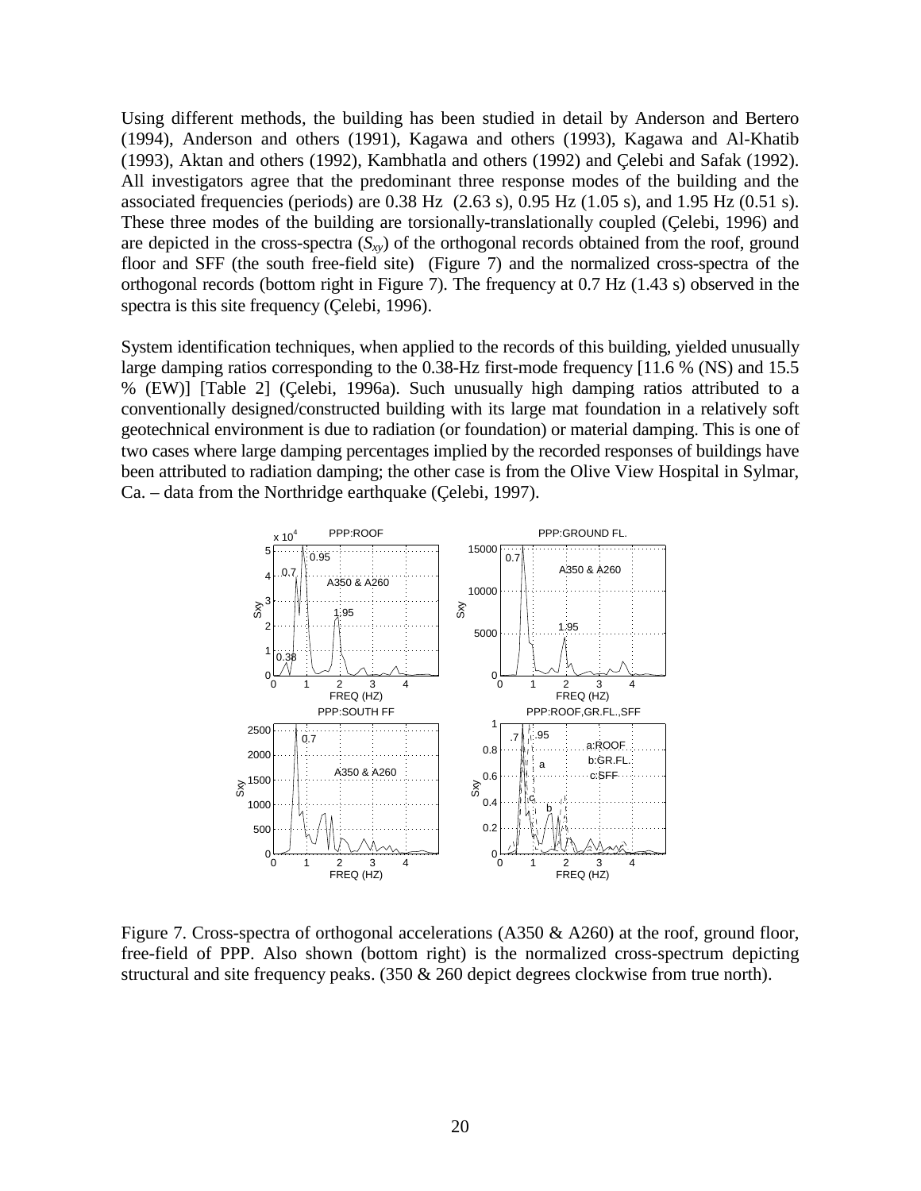Using different methods, the building has been studied in detail by Anderson and Bertero (1994), Anderson and others (1991), Kagawa and others (1993), Kagawa and Al-Khatib (1993), Aktan and others (1992), Kambhatla and others (1992) and Çelebi and Safak (1992). All investigators agree that the predominant three response modes of the building and the associated frequencies (periods) are 0.38 Hz (2.63 s), 0.95 Hz (1.05 s), and 1.95 Hz (0.51 s). These three modes of the building are torsionally-translationally coupled (Çelebi, 1996) and are depicted in the cross-spectra ($S_{xy}$) of the orthogonal records obtained from the roof, ground floor and SFF (the south free-field site) (Figure 7) and the normalized cross-spectra of the orthogonal records (bottom right in Figure 7). The frequency at 0.7 Hz (1.43 s) observed in the spectra is this site frequency (Çelebi, 1996).

System identification techniques, when applied to the records of this building, yielded unusually large damping ratios corresponding to the 0.38-Hz first-mode frequency [11.6 % (NS) and 15.5 % (EW)] [Table 2] (Çelebi, 1996a). Such unusually high damping ratios attributed to a conventionally designed/constructed building with its large mat foundation in a relatively soft geotechnical environment is due to radiation (or foundation) or material damping. This is one of two cases where large damping percentages implied by the recorded responses of buildings have been attributed to radiation damping; the other case is from the Olive View Hospital in Sylmar, Ca. – data from the Northridge earthquake (Çelebi, 1997).

Figure 7. Cross-spectra of orthogonal accelerations (A350 & A260) at the roof, ground floor, free-field of PPP. Also shown (bottom right) is the normalized cross-spectrum depicting structural and site frequency peaks. (350 & 260 depict degrees clockwise from true north).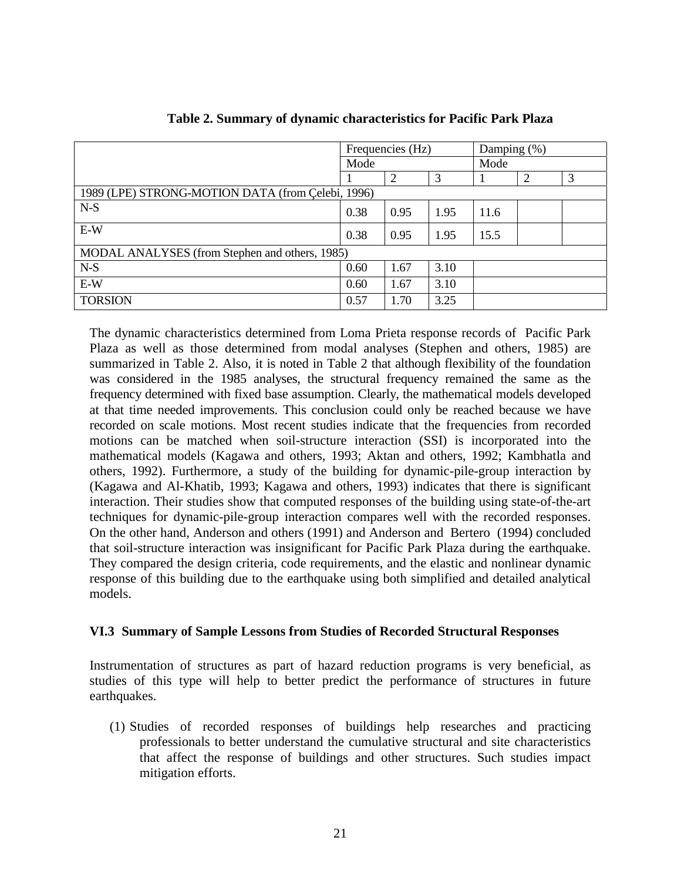**Table 2. Summary of dynamic characteristics for Pacific Park Plaza**

| | Frequencies (Hz) | | | Damping (%) | | |
|---|---|---|---|---|---|---|
| | Mode | | | Mode | | |
| | 1 | 2 | 3 | 1 | 2 | 3 |
| 1989 (LPE) STRONG-MOTION DATA (from Çelebi, 1996) | | | | | | |
| N-S | 0.38 | 0.95 | 1.95 | 11.6 | | |
| E-W | 0.38 | 0.95 | 1.95 | 15.5 | | |
| MODAL ANALYSES (from Stephen and others, 1985) | | | | | | |
| N-S | 0.60 | 1.67 | 3.10 | | | |
| E-W | 0.60 | 1.67 | 3.10 | | | |
| TORSION | 0.57 | 1.70 | 3.25 | | | |

The dynamic characteristics determined from Loma Prieta response records of Pacific Park Plaza as well as those determined from modal analyses (Stephen and others, 1985) are summarized in Table 2. Also, it is noted in Table 2 that although flexibility of the foundation was considered in the 1985 analyses, the structural frequency remained the same as the frequency determined with fixed base assumption. Clearly, the mathematical models developed at that time needed improvements. This conclusion could only be reached because we have recorded on scale motions. Most recent studies indicate that the frequencies from recorded motions can be matched when soil-structure interaction (SSI) is incorporated into the mathematical models (Kagawa and others, 1993; Aktan and others, 1992; Kambhatla and others, 1992). Furthermore, a study of the building for dynamic-pile-group interaction by (Kagawa and Al-Khatib, 1993; Kagawa and others, 1993) indicates that there is significant interaction. Their studies show that computed responses of the building using state-of-the-art techniques for dynamic-pile-group interaction compares well with the recorded responses. On the other hand, Anderson and others (1991) and Anderson and Bertero (1994) concluded that soil-structure interaction was insignificant for Pacific Park Plaza during the earthquake. They compared the design criteria, code requirements, and the elastic and nonlinear dynamic response of this building due to the earthquake using both simplified and detailed analytical models.

### VI.3 Summary of Sample Lessons from Studies of Recorded Structural Responses

Instrumentation of structures as part of hazard reduction programs is very beneficial, as studies of this type will help to better predict the performance of structures in future earthquakes.

(1) Studies of recorded responses of buildings help researches and practicing professionals to better understand the cumulative structural and site characteristics that affect the response of buildings and other structures. Such studies impact mitigation efforts.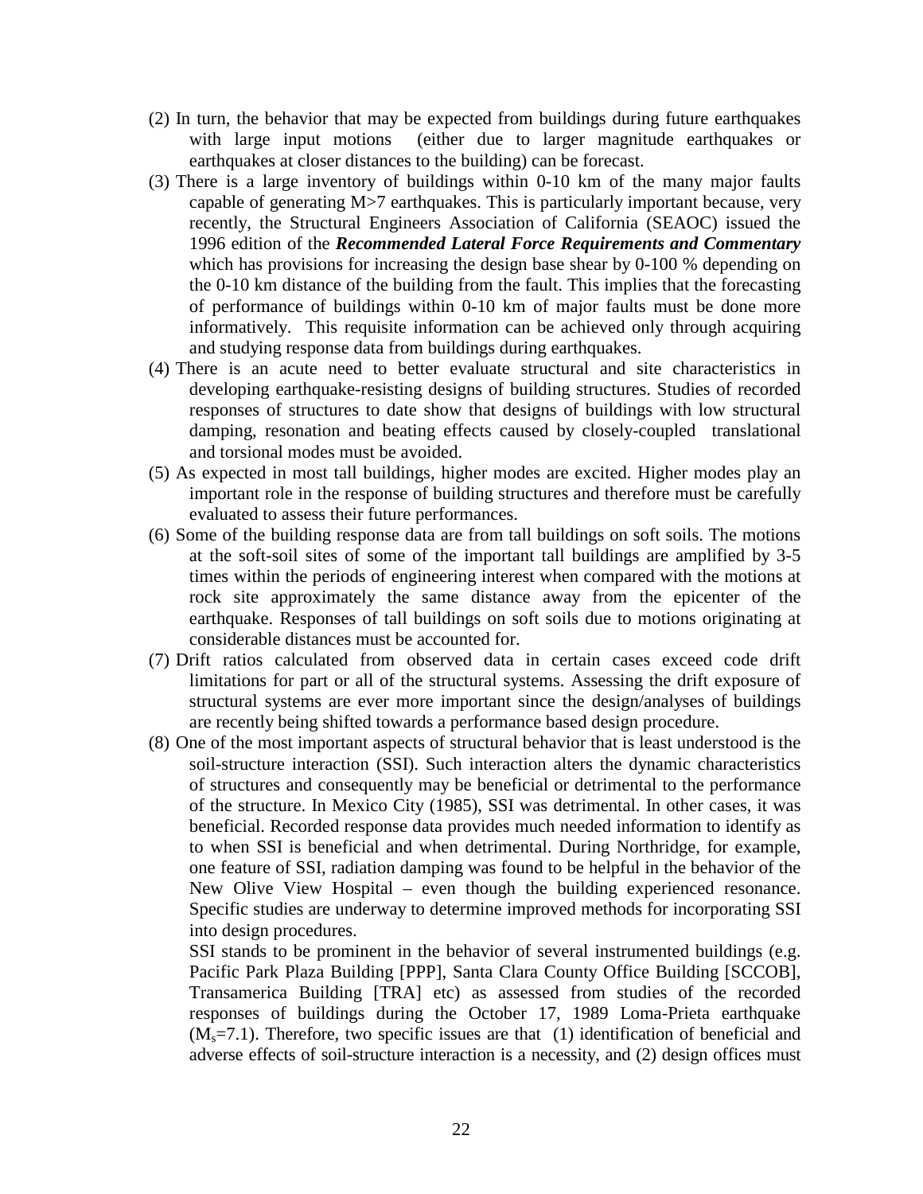(2) In turn, the behavior that may be expected from buildings during future earthquakes with large input motions (either due to larger magnitude earthquakes or earthquakes at closer distances to the building) can be forecast.

(3) There is a large inventory of buildings within 0-10 km of the many major faults capable of generating M>7 earthquakes. This is particularly important because, very recently, the Structural Engineers Association of California (SEAOC) issued the 1996 edition of the ***Recommended Lateral Force Requirements and Commentary*** which has provisions for increasing the design base shear by 0-100 % depending on the 0-10 km distance of the building from the fault. This implies that the forecasting of performance of buildings within 0-10 km of major faults must be done more informatively. This requisite information can be achieved only through acquiring and studying response data from buildings during earthquakes.

(4) There is an acute need to better evaluate structural and site characteristics in developing earthquake-resisting designs of building structures. Studies of recorded responses of structures to date show that designs of buildings with low structural damping, resonation and beating effects caused by closely-coupled translational and torsional modes must be avoided.

(5) As expected in most tall buildings, higher modes are excited. Higher modes play an important role in the response of building structures and therefore must be carefully evaluated to assess their future performances.

(6) Some of the building response data are from tall buildings on soft soils. The motions at the soft-soil sites of some of the important tall buildings are amplified by 3-5 times within the periods of engineering interest when compared with the motions at rock site approximately the same distance away from the epicenter of the earthquake. Responses of tall buildings on soft soils due to motions originating at considerable distances must be accounted for.

(7) Drift ratios calculated from observed data in certain cases exceed code drift limitations for part or all of the structural systems. Assessing the drift exposure of structural systems are ever more important since the design/analyses of buildings are recently being shifted towards a performance based design procedure.

(8) One of the most important aspects of structural behavior that is least understood is the soil-structure interaction (SSI). Such interaction alters the dynamic characteristics of structures and consequently may be beneficial or detrimental to the performance of the structure. In Mexico City (1985), SSI was detrimental. In other cases, it was beneficial. Recorded response data provides much needed information to identify as to when SSI is beneficial and when detrimental. During Northridge, for example, one feature of SSI, radiation damping was found to be helpful in the behavior of the New Olive View Hospital – even though the building experienced resonance. Specific studies are underway to determine improved methods for incorporating SSI into design procedures.

SSI stands to be prominent in the behavior of several instrumented buildings (e.g. Pacific Park Plaza Building [PPP], Santa Clara County Office Building [SCCOB], Transamerica Building [TRA] etc) as assessed from studies of the recorded responses of buildings during the October 17, 1989 Loma-Prieta earthquake ($M_s$=7.1). Therefore, two specific issues are that (1) identification of beneficial and adverse effects of soil-structure interaction is a necessity, and (2) design offices must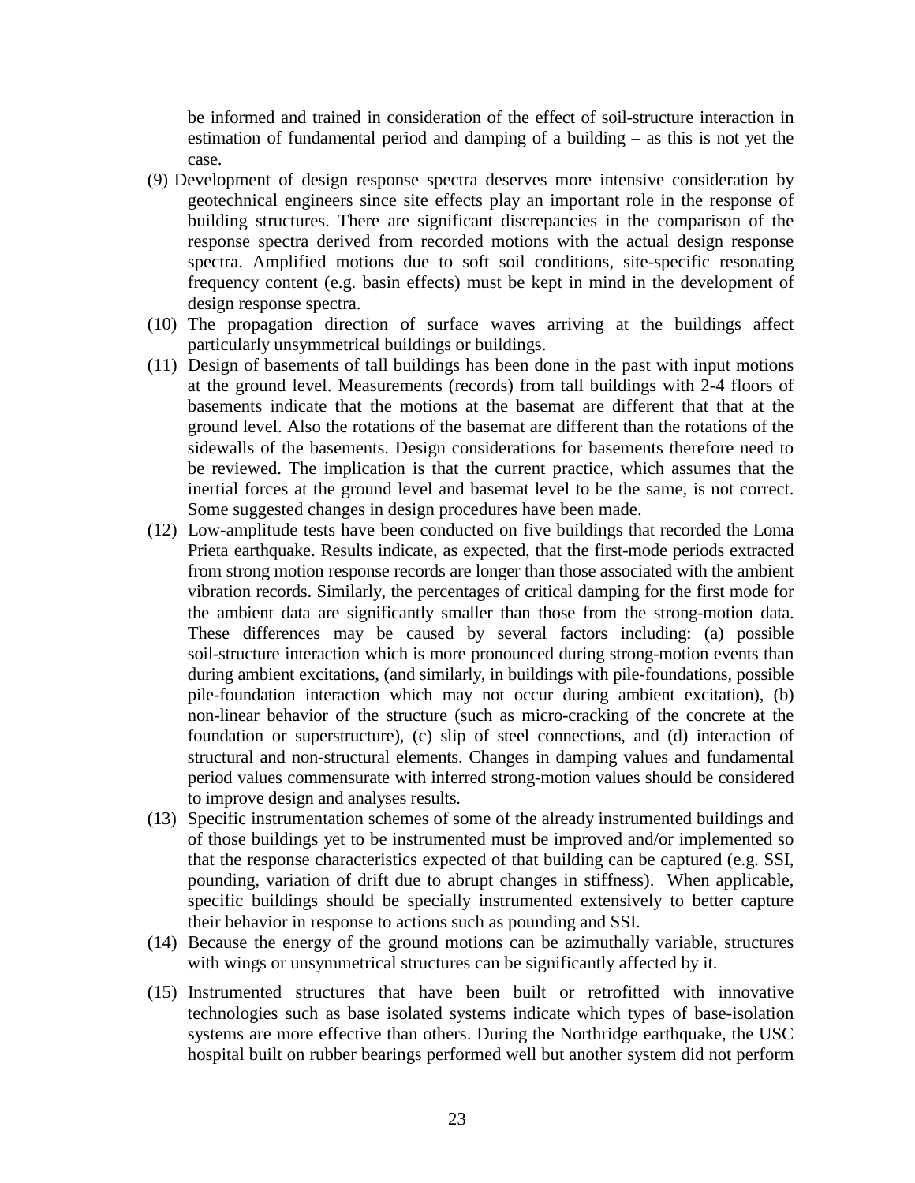be informed and trained in consideration of the effect of soil-structure interaction in estimation of fundamental period and damping of a building – as this is not yet the case.

(9) Development of design response spectra deserves more intensive consideration by geotechnical engineers since site effects play an important role in the response of building structures. There are significant discrepancies in the comparison of the response spectra derived from recorded motions with the actual design response spectra. Amplified motions due to soft soil conditions, site-specific resonating frequency content (e.g. basin effects) must be kept in mind in the development of design response spectra.

(10) The propagation direction of surface waves arriving at the buildings affect particularly unsymmetrical buildings or buildings.

(11) Design of basements of tall buildings has been done in the past with input motions at the ground level. Measurements (records) from tall buildings with 2-4 floors of basements indicate that the motions at the basemat are different that that at the ground level. Also the rotations of the basemat are different than the rotations of the sidewalls of the basements. Design considerations for basements therefore need to be reviewed. The implication is that the current practice, which assumes that the inertial forces at the ground level and basemat level to be the same, is not correct. Some suggested changes in design procedures have been made.

(12) Low-amplitude tests have been conducted on five buildings that recorded the Loma Prieta earthquake. Results indicate, as expected, that the first-mode periods extracted from strong motion response records are longer than those associated with the ambient vibration records. Similarly, the percentages of critical damping for the first mode for the ambient data are significantly smaller than those from the strong-motion data. These differences may be caused by several factors including: (a) possible soil-structure interaction which is more pronounced during strong-motion events than during ambient excitations, (and similarly, in buildings with pile-foundations, possible pile-foundation interaction which may not occur during ambient excitation), (b) non-linear behavior of the structure (such as micro-cracking of the concrete at the foundation or superstructure), (c) slip of steel connections, and (d) interaction of structural and non-structural elements. Changes in damping values and fundamental period values commensurate with inferred strong-motion values should be considered to improve design and analyses results.

(13) Specific instrumentation schemes of some of the already instrumented buildings and of those buildings yet to be instrumented must be improved and/or implemented so that the response characteristics expected of that building can be captured (e.g. SSI, pounding, variation of drift due to abrupt changes in stiffness). When applicable, specific buildings should be specially instrumented extensively to better capture their behavior in response to actions such as pounding and SSI.

(14) Because the energy of the ground motions can be azimuthally variable, structures with wings or unsymmetrical structures can be significantly affected by it.

(15) Instrumented structures that have been built or retrofitted with innovative technologies such as base isolated systems indicate which types of base-isolation systems are more effective than others. During the Northridge earthquake, the USC hospital built on rubber bearings performed well but another system did not perform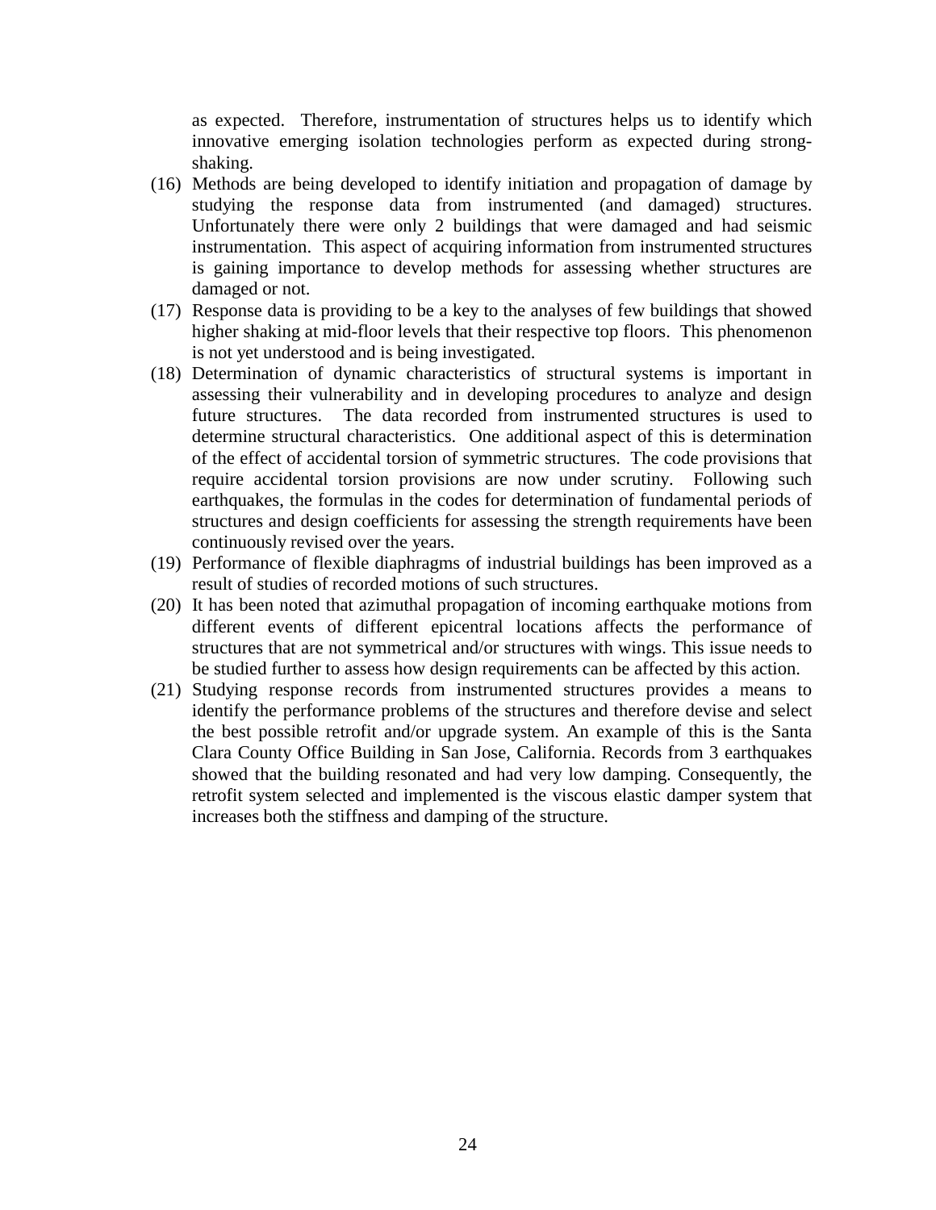as expected. Therefore, instrumentation of structures helps us to identify which innovative emerging isolation technologies perform as expected during strong-shaking.

(16) Methods are being developed to identify initiation and propagation of damage by studying the response data from instrumented (and damaged) structures. Unfortunately there were only 2 buildings that were damaged and had seismic instrumentation. This aspect of acquiring information from instrumented structures is gaining importance to develop methods for assessing whether structures are damaged or not.

(17) Response data is providing to be a key to the analyses of few buildings that showed higher shaking at mid-floor levels that their respective top floors. This phenomenon is not yet understood and is being investigated.

(18) Determination of dynamic characteristics of structural systems is important in assessing their vulnerability and in developing procedures to analyze and design future structures. The data recorded from instrumented structures is used to determine structural characteristics. One additional aspect of this is determination of the effect of accidental torsion of symmetric structures. The code provisions that require accidental torsion provisions are now under scrutiny. Following such earthquakes, the formulas in the codes for determination of fundamental periods of structures and design coefficients for assessing the strength requirements have been continuously revised over the years.

(19) Performance of flexible diaphragms of industrial buildings has been improved as a result of studies of recorded motions of such structures.

(20) It has been noted that azimuthal propagation of incoming earthquake motions from different events of different epicentral locations affects the performance of structures that are not symmetrical and/or structures with wings. This issue needs to be studied further to assess how design requirements can be affected by this action.

(21) Studying response records from instrumented structures provides a means to identify the performance problems of the structures and therefore devise and select the best possible retrofit and/or upgrade system. An example of this is the Santa Clara County Office Building in San Jose, California. Records from 3 earthquakes showed that the building resonated and had very low damping. Consequently, the retrofit system selected and implemented is the viscous elastic damper system that increases both the stiffness and damping of the structure.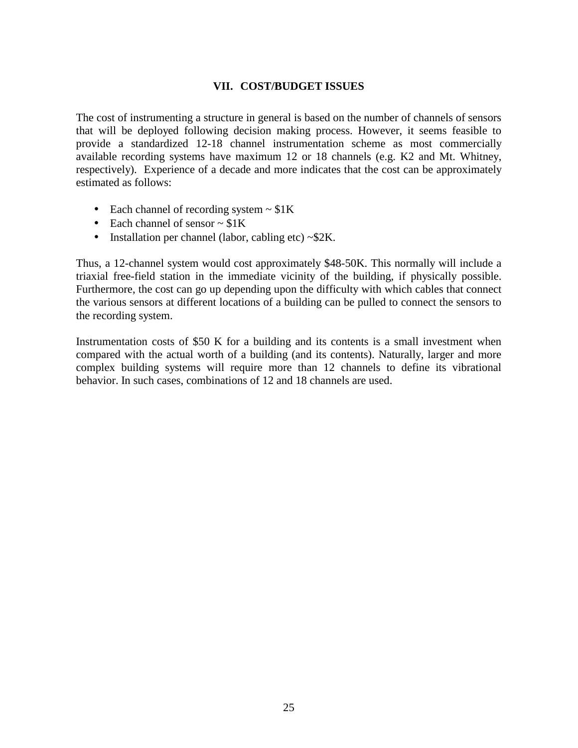## VII. COST/BUDGET ISSUES

The cost of instrumenting a structure in general is based on the number of channels of sensors that will be deployed following decision making process. However, it seems feasible to provide a standardized 12-18 channel instrumentation scheme as most commercially available recording systems have maximum 12 or 18 channels (e.g. K2 and Mt. Whitney, respectively). Experience of a decade and more indicates that the cost can be approximately estimated as follows:

- Each channel of recording system ~ $1K
- Each channel of sensor ~ $1K
- Installation per channel (labor, cabling etc) ~$2K.

Thus, a 12-channel system would cost approximately $48-50K. This normally will include a triaxial free-field station in the immediate vicinity of the building, if physically possible. Furthermore, the cost can go up depending upon the difficulty with which cables that connect the various sensors at different locations of a building can be pulled to connect the sensors to the recording system.

Instrumentation costs of $50 K for a building and its contents is a small investment when compared with the actual worth of a building (and its contents). Naturally, larger and more complex building systems will require more than 12 channels to define its vibrational behavior. In such cases, combinations of 12 and 18 channels are used.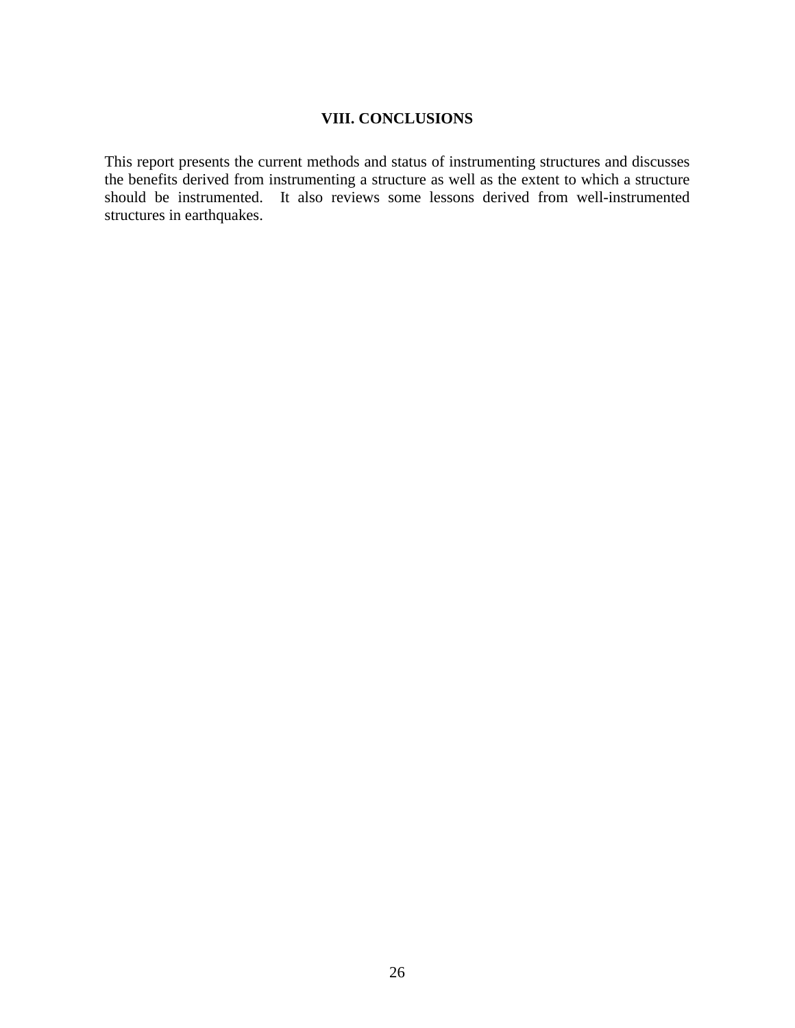# VIII. CONCLUSIONS

This report presents the current methods and status of instrumenting structures and discusses the benefits derived from instrumenting a structure as well as the extent to which a structure should be instrumented. It also reviews some lessons derived from well-instrumented structures in earthquakes.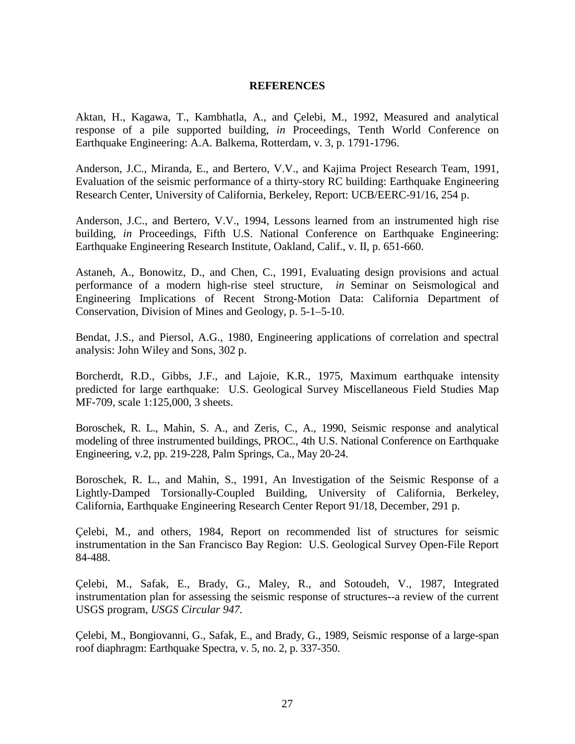## REFERENCES

Aktan, H., Kagawa, T., Kambhatla, A., and Çelebi, M., 1992, Measured and analytical response of a pile supported building, *in* Proceedings, Tenth World Conference on Earthquake Engineering: A.A. Balkema, Rotterdam, v. 3, p. 1791-1796.

Anderson, J.C., Miranda, E., and Bertero, V.V., and Kajima Project Research Team, 1991, Evaluation of the seismic performance of a thirty-story RC building: Earthquake Engineering Research Center, University of California, Berkeley, Report: UCB/EERC-91/16, 254 p.

Anderson, J.C., and Bertero, V.V., 1994, Lessons learned from an instrumented high rise building, *in* Proceedings, Fifth U.S. National Conference on Earthquake Engineering: Earthquake Engineering Research Institute, Oakland, Calif., v. II, p. 651-660.

Astaneh, A., Bonowitz, D., and Chen, C., 1991, Evaluating design provisions and actual performance of a modern high-rise steel structure, *in* Seminar on Seismological and Engineering Implications of Recent Strong-Motion Data: California Department of Conservation, Division of Mines and Geology, p. 5-1–5-10.

Bendat, J.S., and Piersol, A.G., 1980, Engineering applications of correlation and spectral analysis: John Wiley and Sons, 302 p.

Borcherdt, R.D., Gibbs, J.F., and Lajoie, K.R., 1975, Maximum earthquake intensity predicted for large earthquake: U.S. Geological Survey Miscellaneous Field Studies Map MF-709, scale 1:125,000, 3 sheets.

Boroschek, R. L., Mahin, S. A., and Zeris, C., A., 1990, Seismic response and analytical modeling of three instrumented buildings, PROC., 4th U.S. National Conference on Earthquake Engineering, v.2, pp. 219-228, Palm Springs, Ca., May 20-24.

Boroschek, R. L., and Mahin, S., 1991, An Investigation of the Seismic Response of a Lightly-Damped Torsionally-Coupled Building, University of California, Berkeley, California, Earthquake Engineering Research Center Report 91/18, December, 291 p.

Çelebi, M., and others, 1984, Report on recommended list of structures for seismic instrumentation in the San Francisco Bay Region: U.S. Geological Survey Open-File Report 84-488.

Çelebi, M., Safak, E., Brady, G., Maley, R., and Sotoudeh, V., 1987, Integrated instrumentation plan for assessing the seismic response of structures--a review of the current USGS program, *USGS Circular 947*.

Çelebi, M., Bongiovanni, G., Safak, E., and Brady, G., 1989, Seismic response of a large-span roof diaphragm: Earthquake Spectra, v. 5, no. 2, p. 337-350.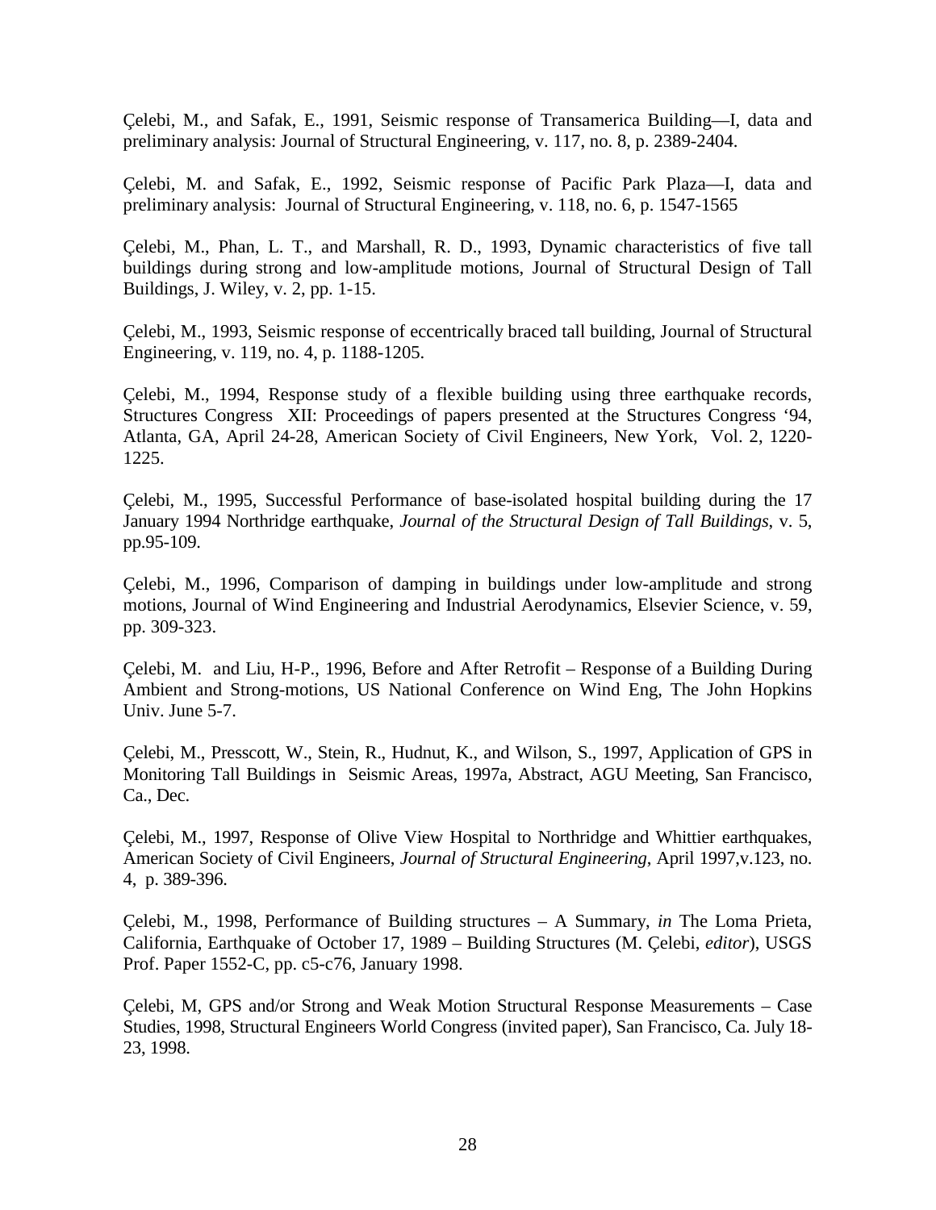Çelebi, M., and Safak, E., 1991, Seismic response of Transamerica Building—I, data and preliminary analysis: Journal of Structural Engineering, v. 117, no. 8, p. 2389-2404.

Çelebi, M. and Safak, E., 1992, Seismic response of Pacific Park Plaza—I, data and preliminary analysis: Journal of Structural Engineering, v. 118, no. 6, p. 1547-1565

Çelebi, M., Phan, L. T., and Marshall, R. D., 1993, Dynamic characteristics of five tall buildings during strong and low-amplitude motions, Journal of Structural Design of Tall Buildings, J. Wiley, v. 2, pp. 1-15.

Çelebi, M., 1993, Seismic response of eccentrically braced tall building, Journal of Structural Engineering, v. 119, no. 4, p. 1188-1205.

Çelebi, M., 1994, Response study of a flexible building using three earthquake records, Structures Congress XII: Proceedings of papers presented at the Structures Congress '94, Atlanta, GA, April 24-28, American Society of Civil Engineers, New York, Vol. 2, 1220-1225.

Çelebi, M., 1995, Successful Performance of base-isolated hospital building during the 17 January 1994 Northridge earthquake, *Journal of the Structural Design of Tall Buildings*, v. 5, pp.95-109.

Çelebi, M., 1996, Comparison of damping in buildings under low-amplitude and strong motions, Journal of Wind Engineering and Industrial Aerodynamics, Elsevier Science, v. 59, pp. 309-323.

Çelebi, M. and Liu, H-P., 1996, Before and After Retrofit – Response of a Building During Ambient and Strong-motions, US National Conference on Wind Eng, The John Hopkins Univ. June 5-7.

Çelebi, M., Presscott, W., Stein, R., Hudnut, K., and Wilson, S., 1997, Application of GPS in Monitoring Tall Buildings in Seismic Areas, 1997a, Abstract, AGU Meeting, San Francisco, Ca., Dec.

Çelebi, M., 1997, Response of Olive View Hospital to Northridge and Whittier earthquakes, American Society of Civil Engineers, *Journal of Structural Engineering*, April 1997,v.123, no. 4, p. 389-396.

Çelebi, M., 1998, Performance of Building structures – A Summary, *in* The Loma Prieta, California, Earthquake of October 17, 1989 – Building Structures (M. Çelebi, *editor*), USGS Prof. Paper 1552-C, pp. c5-c76, January 1998.

Çelebi, M, GPS and/or Strong and Weak Motion Structural Response Measurements – Case Studies, 1998, Structural Engineers World Congress (invited paper), San Francisco, Ca. July 18-23, 1998.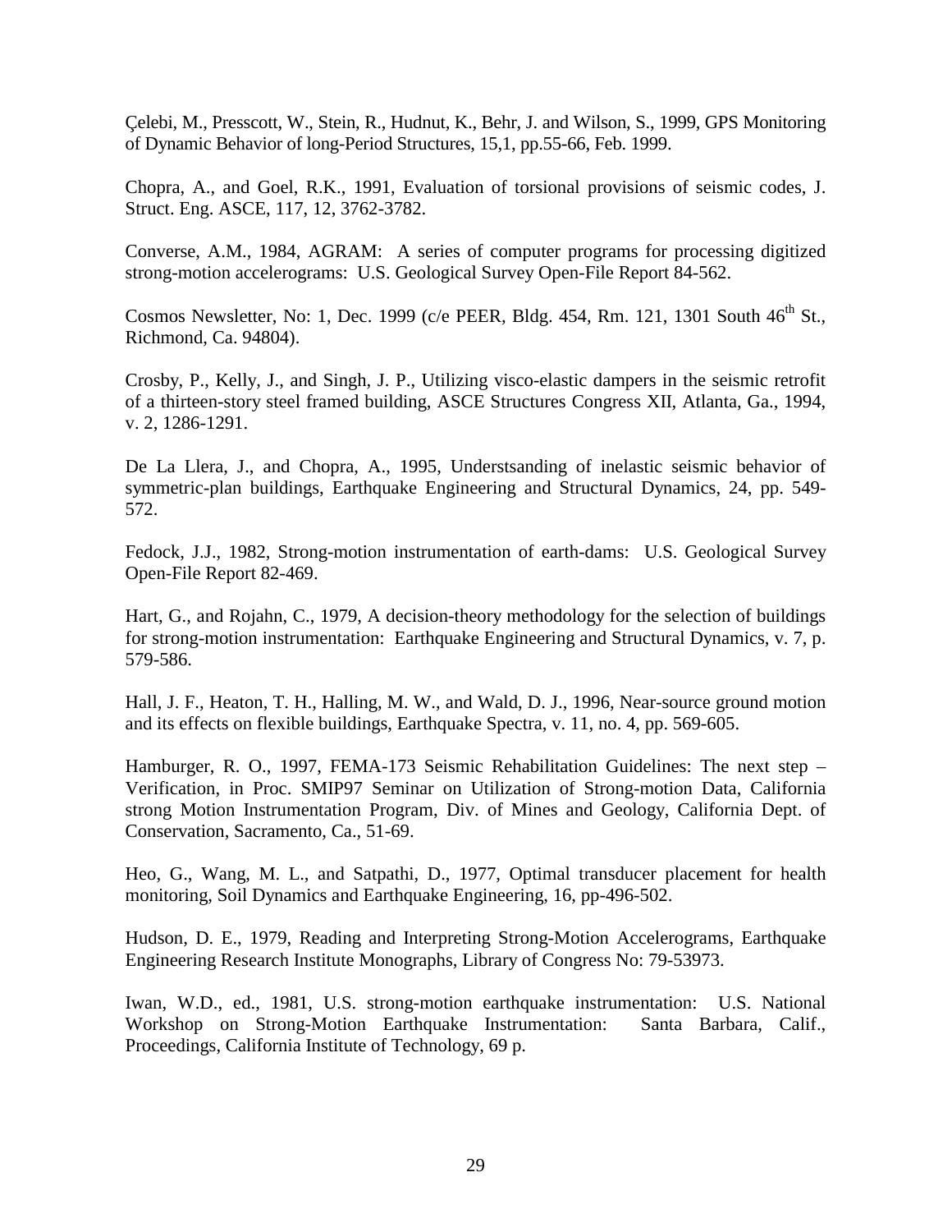Çelebi, M., Presscott, W., Stein, R., Hudnut, K., Behr, J. and Wilson, S., 1999, GPS Monitoring of Dynamic Behavior of long-Period Structures, 15,1, pp.55-66, Feb. 1999.

Chopra, A., and Goel, R.K., 1991, Evaluation of torsional provisions of seismic codes, J. Struct. Eng. ASCE, 117, 12, 3762-3782.

Converse, A.M., 1984, AGRAM: A series of computer programs for processing digitized strong-motion accelerograms: U.S. Geological Survey Open-File Report 84-562.

Cosmos Newsletter, No: 1, Dec. 1999 (c/e PEER, Bldg. 454, Rm. 121, 1301 South 46th St., Richmond, Ca. 94804).

Crosby, P., Kelly, J., and Singh, J. P., Utilizing visco-elastic dampers in the seismic retrofit of a thirteen-story steel framed building, ASCE Structures Congress XII, Atlanta, Ga., 1994, v. 2, 1286-1291.

De La Llera, J., and Chopra, A., 1995, Underststanding of inelastic seismic behavior of symmetric-plan buildings, Earthquake Engineering and Structural Dynamics, 24, pp. 549-572.

Fedock, J.J., 1982, Strong-motion instrumentation of earth-dams: U.S. Geological Survey Open-File Report 82-469.

Hart, G., and Rojahn, C., 1979, A decision-theory methodology for the selection of buildings for strong-motion instrumentation: Earthquake Engineering and Structural Dynamics, v. 7, p. 579-586.

Hall, J. F., Heaton, T. H., Halling, M. W., and Wald, D. J., 1996, Near-source ground motion and its effects on flexible buildings, Earthquake Spectra, v. 11, no. 4, pp. 569-605.

Hamburger, R. O., 1997, FEMA-173 Seismic Rehabilitation Guidelines: The next step – Verification, in Proc. SMIP97 Seminar on Utilization of Strong-motion Data, California strong Motion Instrumentation Program, Div. of Mines and Geology, California Dept. of Conservation, Sacramento, Ca., 51-69.

Heo, G., Wang, M. L., and Satpathi, D., 1977, Optimal transducer placement for health monitoring, Soil Dynamics and Earthquake Engineering, 16, pp-496-502.

Hudson, D. E., 1979, Reading and Interpreting Strong-Motion Accelerograms, Earthquake Engineering Research Institute Monographs, Library of Congress No: 79-53973.

Iwan, W.D., ed., 1981, U.S. strong-motion earthquake instrumentation: U.S. National Workshop on Strong-Motion Earthquake Instrumentation: Santa Barbara, Calif., Proceedings, California Institute of Technology, 69 p.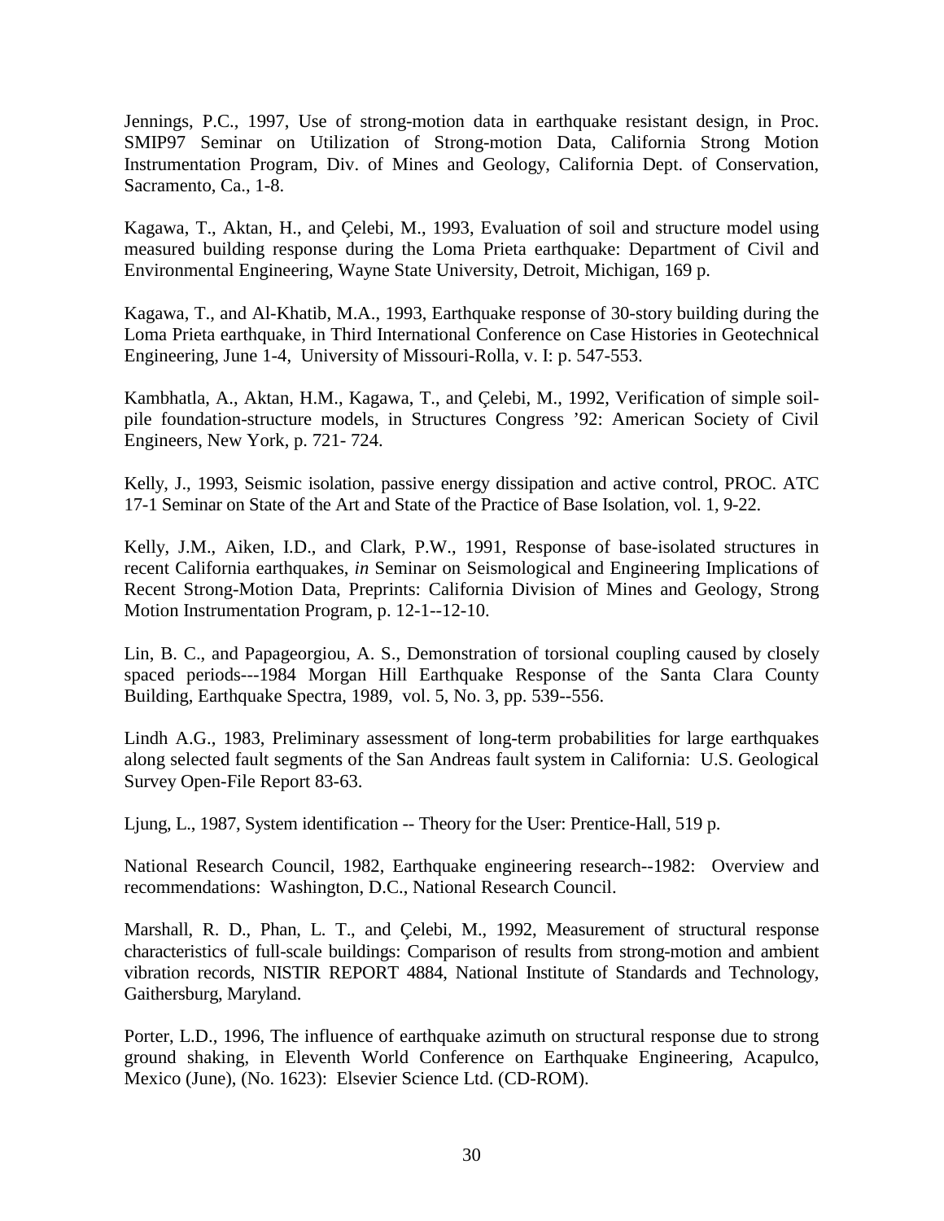Jennings, P.C., 1997, Use of strong-motion data in earthquake resistant design, in Proc. SMIP97 Seminar on Utilization of Strong-motion Data, California Strong Motion Instrumentation Program, Div. of Mines and Geology, California Dept. of Conservation, Sacramento, Ca., 1-8.

Kagawa, T., Aktan, H., and Çelebi, M., 1993, Evaluation of soil and structure model using measured building response during the Loma Prieta earthquake: Department of Civil and Environmental Engineering, Wayne State University, Detroit, Michigan, 169 p.

Kagawa, T., and Al-Khatib, M.A., 1993, Earthquake response of 30-story building during the Loma Prieta earthquake, in Third International Conference on Case Histories in Geotechnical Engineering, June 1-4, University of Missouri-Rolla, v. I: p. 547-553.

Kambhatla, A., Aktan, H.M., Kagawa, T., and Çelebi, M., 1992, Verification of simple soil-pile foundation-structure models, in Structures Congress '92: American Society of Civil Engineers, New York, p. 721- 724.

Kelly, J., 1993, Seismic isolation, passive energy dissipation and active control, PROC. ATC 17-1 Seminar on State of the Art and State of the Practice of Base Isolation, vol. 1, 9-22.

Kelly, J.M., Aiken, I.D., and Clark, P.W., 1991, Response of base-isolated structures in recent California earthquakes, *in* Seminar on Seismological and Engineering Implications of Recent Strong-Motion Data, Preprints: California Division of Mines and Geology, Strong Motion Instrumentation Program, p. 12-1--12-10.

Lin, B. C., and Papageorgiou, A. S., Demonstration of torsional coupling caused by closely spaced periods---1984 Morgan Hill Earthquake Response of the Santa Clara County Building, Earthquake Spectra, 1989, vol. 5, No. 3, pp. 539--556.

Lindh A.G., 1983, Preliminary assessment of long-term probabilities for large earthquakes along selected fault segments of the San Andreas fault system in California: U.S. Geological Survey Open-File Report 83-63.

Ljung, L., 1987, System identification -- Theory for the User: Prentice-Hall, 519 p.

National Research Council, 1982, Earthquake engineering research--1982: Overview and recommendations: Washington, D.C., National Research Council.

Marshall, R. D., Phan, L. T., and Çelebi, M., 1992, Measurement of structural response characteristics of full-scale buildings: Comparison of results from strong-motion and ambient vibration records, NISTIR REPORT 4884, National Institute of Standards and Technology, Gaithersburg, Maryland.

Porter, L.D., 1996, The influence of earthquake azimuth on structural response due to strong ground shaking, in Eleventh World Conference on Earthquake Engineering, Acapulco, Mexico (June), (No. 1623): Elsevier Science Ltd. (CD-ROM).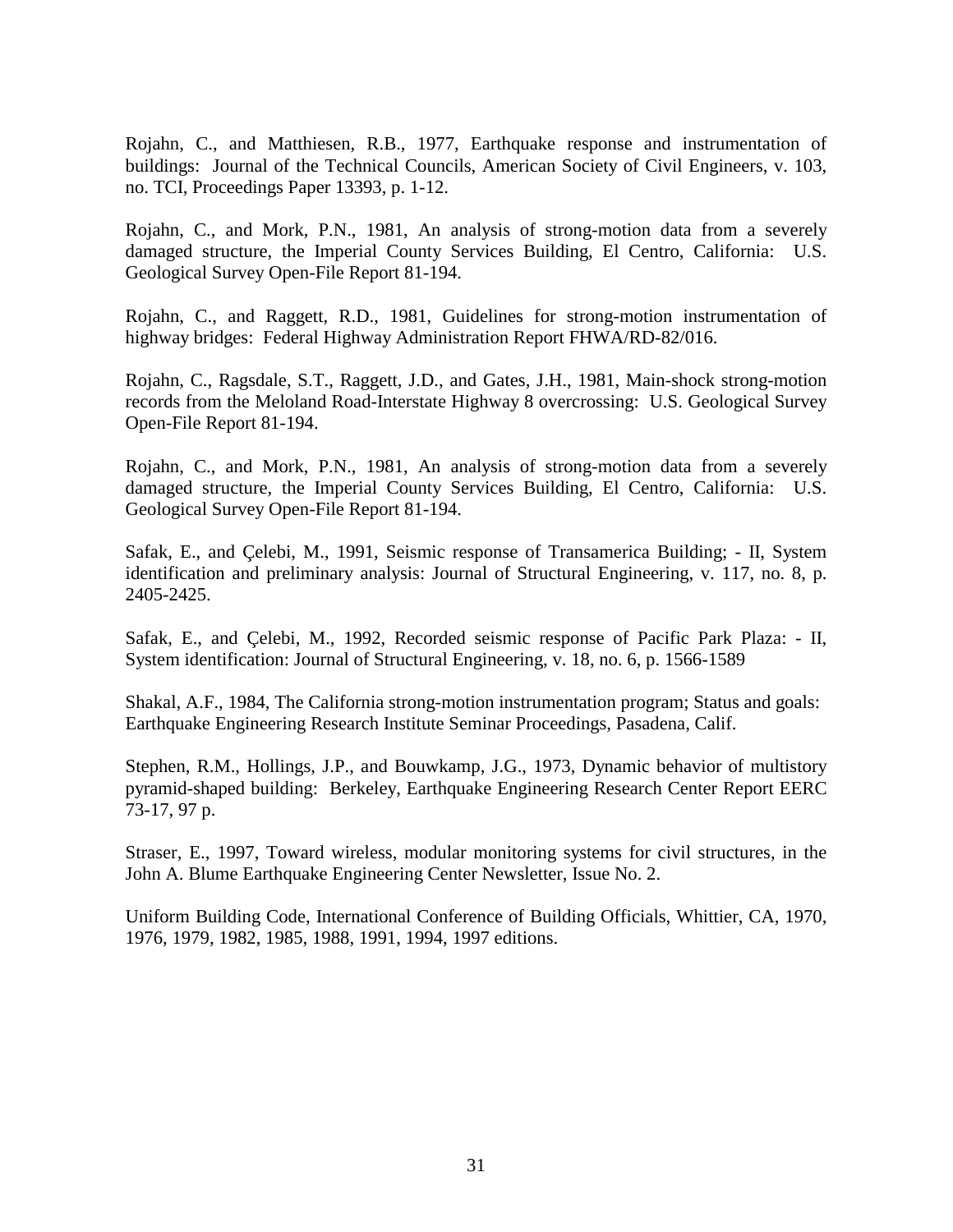Rojahn, C., and Matthiesen, R.B., 1977, Earthquake response and instrumentation of buildings: Journal of the Technical Councils, American Society of Civil Engineers, v. 103, no. TCI, Proceedings Paper 13393, p. 1-12.

Rojahn, C., and Mork, P.N., 1981, An analysis of strong-motion data from a severely damaged structure, the Imperial County Services Building, El Centro, California: U.S. Geological Survey Open-File Report 81-194.

Rojahn, C., and Raggett, R.D., 1981, Guidelines for strong-motion instrumentation of highway bridges: Federal Highway Administration Report FHWA/RD-82/016.

Rojahn, C., Ragsdale, S.T., Raggett, J.D., and Gates, J.H., 1981, Main-shock strong-motion records from the Meloland Road-Interstate Highway 8 overcrossing: U.S. Geological Survey Open-File Report 81-194.

Rojahn, C., and Mork, P.N., 1981, An analysis of strong-motion data from a severely damaged structure, the Imperial County Services Building, El Centro, California: U.S. Geological Survey Open-File Report 81-194.

Safak, E., and Çelebi, M., 1991, Seismic response of Transamerica Building; - II, System identification and preliminary analysis: Journal of Structural Engineering, v. 117, no. 8, p. 2405-2425.

Safak, E., and Çelebi, M., 1992, Recorded seismic response of Pacific Park Plaza: - II, System identification: Journal of Structural Engineering, v. 18, no. 6, p. 1566-1589

Shakal, A.F., 1984, The California strong-motion instrumentation program; Status and goals: Earthquake Engineering Research Institute Seminar Proceedings, Pasadena, Calif.

Stephen, R.M., Hollings, J.P., and Bouwkamp, J.G., 1973, Dynamic behavior of multistory pyramid-shaped building: Berkeley, Earthquake Engineering Research Center Report EERC 73-17, 97 p.

Straser, E., 1997, Toward wireless, modular monitoring systems for civil structures, in the John A. Blume Earthquake Engineering Center Newsletter, Issue No. 2.

Uniform Building Code, International Conference of Building Officials, Whittier, CA, 1970, 1976, 1979, 1982, 1985, 1988, 1991, 1994, 1997 editions.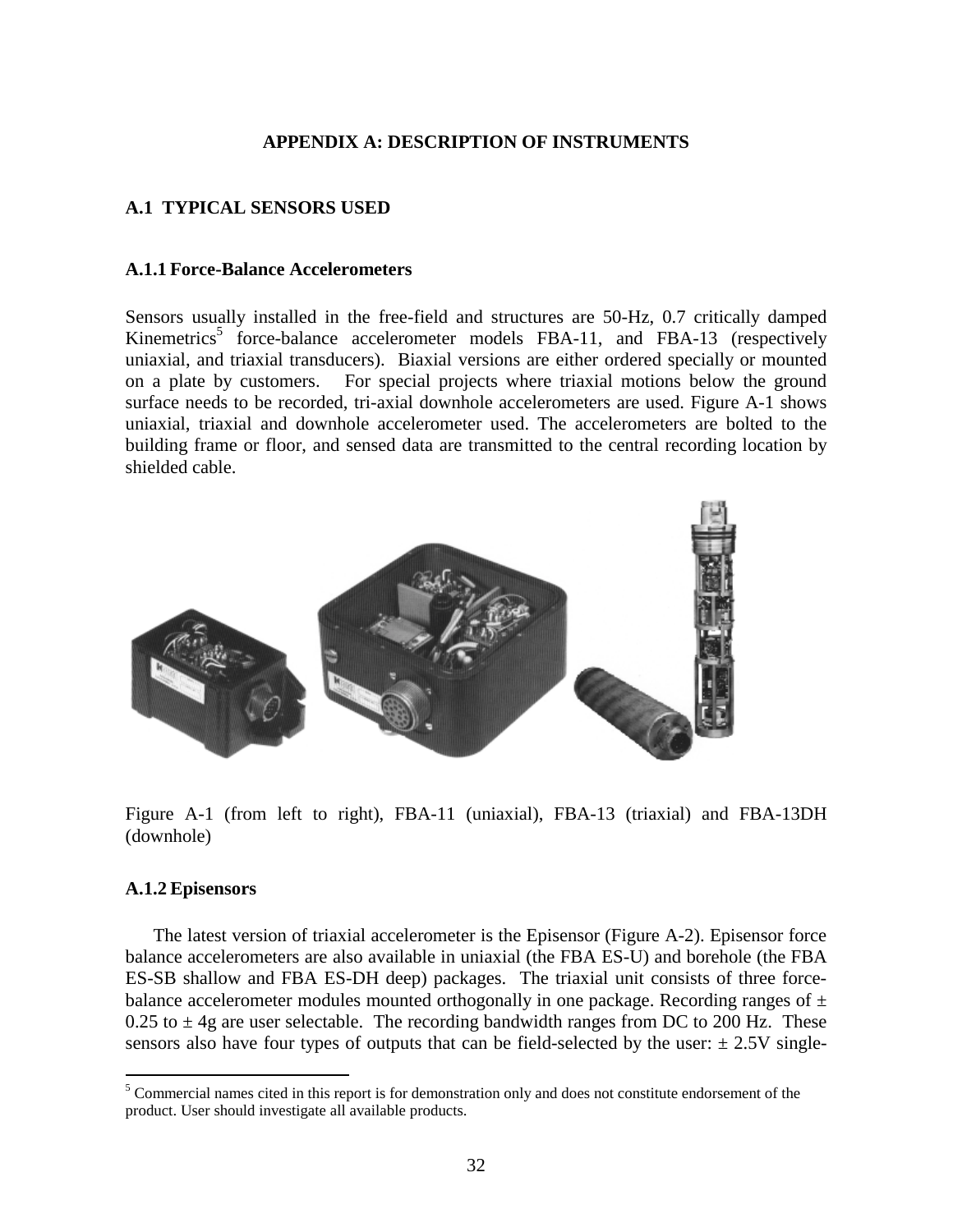# APPENDIX A: DESCRIPTION OF INSTRUMENTS

## A.1 TYPICAL SENSORS USED

### A.1.1 Force-Balance Accelerometers

Sensors usually installed in the free-field and structures are 50-Hz, 0.7 critically damped Kinemetrics[5] force-balance accelerometer models FBA-11, and FBA-13 (respectively uniaxial, and triaxial transducers). Biaxial versions are either ordered specially or mounted on a plate by customers. For special projects where triaxial motions below the ground surface needs to be recorded, tri-axial downhole accelerometers are used. Figure A-1 shows uniaxial, triaxial and downhole accelerometer used. The accelerometers are bolted to the building frame or floor, and sensed data are transmitted to the central recording location by shielded cable.

Figure A-1 (from left to right), FBA-11 (uniaxial), FBA-13 (triaxial) and FBA-13DH (downhole)

### A.1.2 Episensors

The latest version of triaxial accelerometer is the Episensor (Figure A-2). Episensor force balance accelerometers are also available in uniaxial (the FBA ES-U) and borehole (the FBA ES-SB shallow and FBA ES-DH deep) packages. The triaxial unit consists of three force-balance accelerometer modules mounted orthogonally in one package. Recording ranges of ± 0.25 to ± 4g are user selectable. The recording bandwidth ranges from DC to 200 Hz. These sensors also have four types of outputs that can be field-selected by the user: ± 2.5V single-

[5] Commercial names cited in this report is for demonstration only and does not constitute endorsement of the product. User should investigate all available products.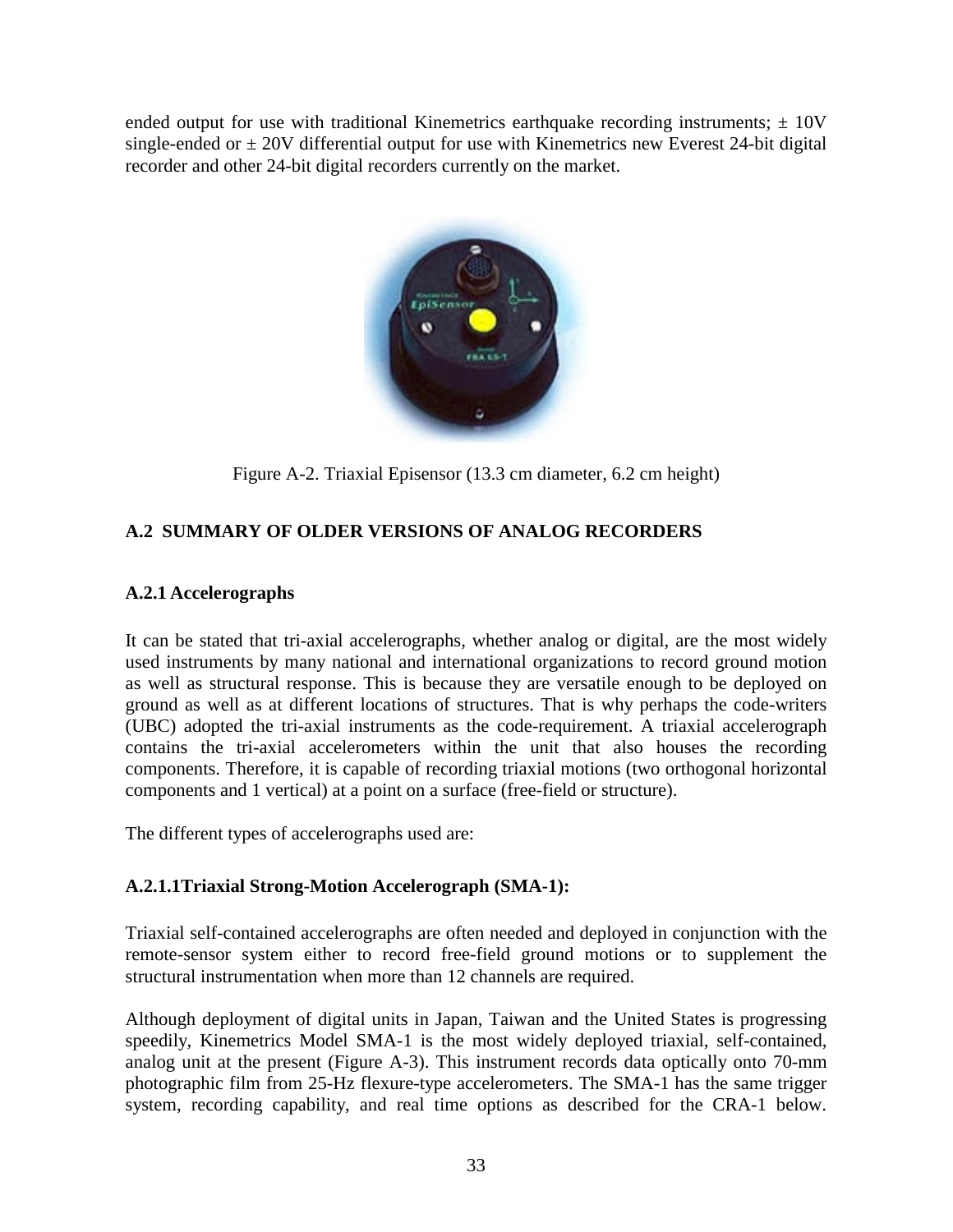ended output for use with traditional Kinemetrics earthquake recording instruments; ± 10V single-ended or ± 20V differential output for use with Kinemetrics new Everest 24-bit digital recorder and other 24-bit digital recorders currently on the market.

Figure A-2. Triaxial Episensor (13.3 cm diameter, 6.2 cm height)

## A.2 SUMMARY OF OLDER VERSIONS OF ANALOG RECORDERS

### A.2.1 Accelerographs

It can be stated that tri-axial accelerographs, whether analog or digital, are the most widely used instruments by many national and international organizations to record ground motion as well as structural response. This is because they are versatile enough to be deployed on ground as well as at different locations of structures. That is why perhaps the code-writers (UBC) adopted the tri-axial instruments as the code-requirement. A triaxial accelerograph contains the tri-axial accelerometers within the unit that also houses the recording components. Therefore, it is capable of recording triaxial motions (two orthogonal horizontal components and 1 vertical) at a point on a surface (free-field or structure).

The different types of accelerographs used are:

#### A.2.1.1Triaxial Strong-Motion Accelerograph (SMA-1):

Triaxial self-contained accelerographs are often needed and deployed in conjunction with the remote-sensor system either to record free-field ground motions or to supplement the structural instrumentation when more than 12 channels are required.

Although deployment of digital units in Japan, Taiwan and the United States is progressing speedily, Kinemetrics Model SMA-1 is the most widely deployed triaxial, self-contained, analog unit at the present (Figure A-3). This instrument records data optically onto 70-mm photographic film from 25-Hz flexure-type accelerometers. The SMA-1 has the same trigger system, recording capability, and real time options as described for the CRA-1 below.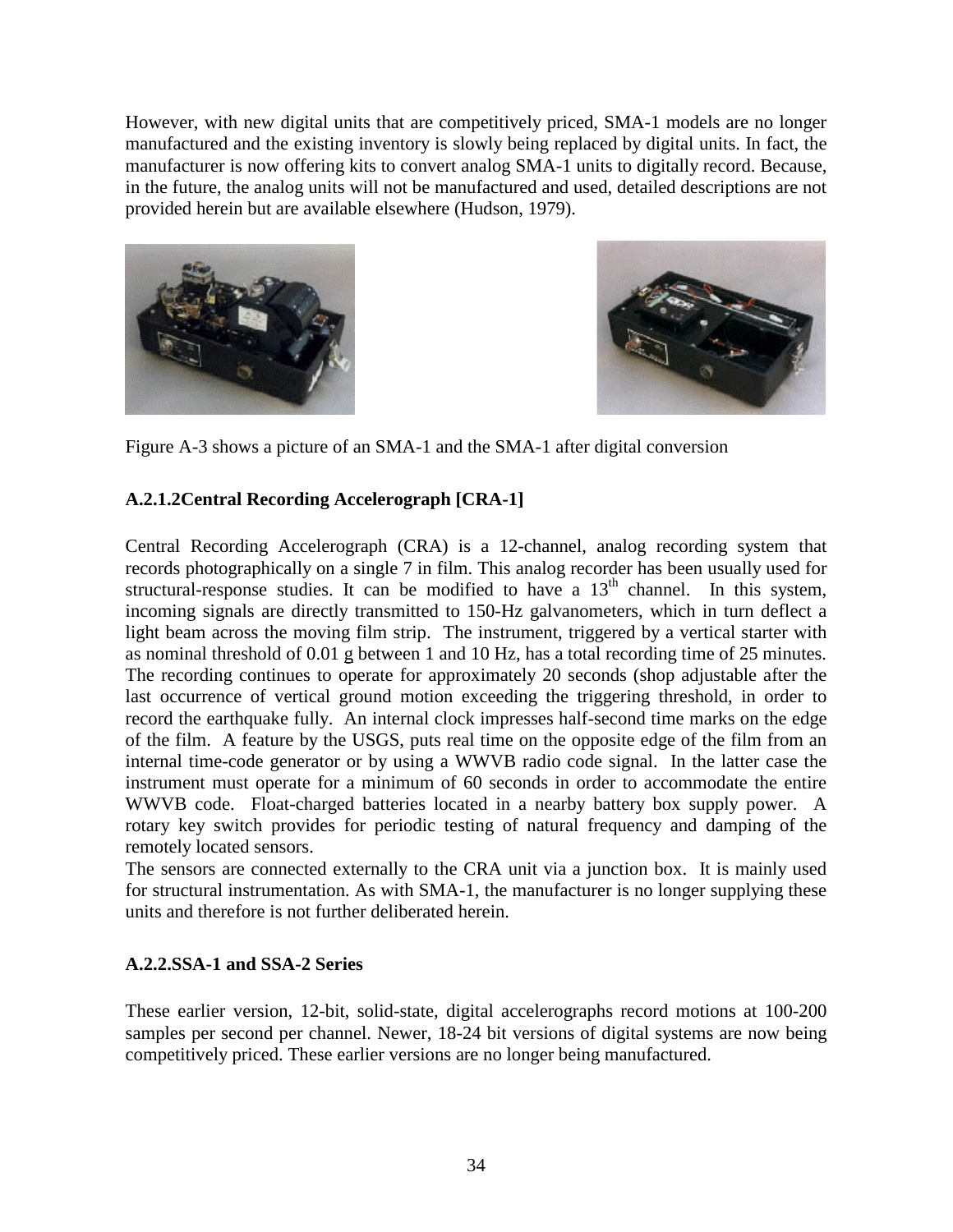However, with new digital units that are competitively priced, SMA-1 models are no longer manufactured and the existing inventory is slowly being replaced by digital units. In fact, the manufacturer is now offering kits to convert analog SMA-1 units to digitally record. Because, in the future, the analog units will not be manufactured and used, detailed descriptions are not provided herein but are available elsewhere (Hudson, 1979).

Figure A-3 shows a picture of an SMA-1 and the SMA-1 after digital conversion

### A.2.1.2Central Recording Accelerograph [CRA-1]

Central Recording Accelerograph (CRA) is a 12-channel, analog recording system that records photographically on a single 7 in film. This analog recorder has been usually used for structural-response studies. It can be modified to have a $13^{th}$ channel. In this system, incoming signals are directly transmitted to 150-Hz galvanometers, which in turn deflect a light beam across the moving film strip. The instrument, triggered by a vertical starter with as nominal threshold of 0.01 g between 1 and 10 Hz, has a total recording time of 25 minutes. The recording continues to operate for approximately 20 seconds (shop adjustable after the last occurrence of vertical ground motion exceeding the triggering threshold, in order to record the earthquake fully. An internal clock impresses half-second time marks on the edge of the film. A feature by the USGS, puts real time on the opposite edge of the film from an internal time-code generator or by using a WWVB radio code signal. In the latter case the instrument must operate for a minimum of 60 seconds in order to accommodate the entire WWVB code. Float-charged batteries located in a nearby battery box supply power. A rotary key switch provides for periodic testing of natural frequency and damping of the remotely located sensors.

The sensors are connected externally to the CRA unit via a junction box. It is mainly used for structural instrumentation. As with SMA-1, the manufacturer is no longer supplying these units and therefore is not further deliberated herein.

### A.2.2.SSA-1 and SSA-2 Series

These earlier version, 12-bit, solid-state, digital accelerographs record motions at 100-200 samples per second per channel. Newer, 18-24 bit versions of digital systems are now being competitively priced. These earlier versions are no longer being manufactured.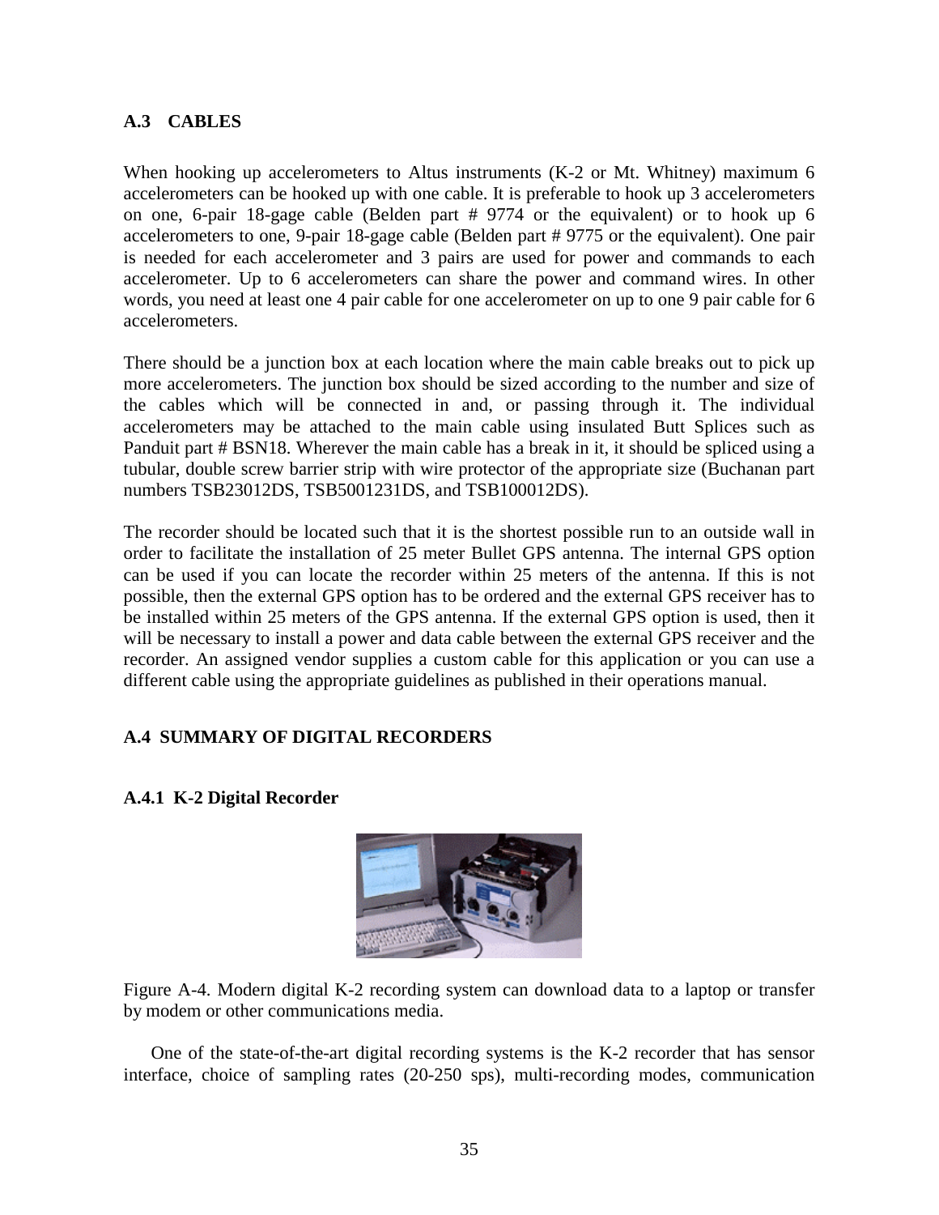## A.3 CABLES

When hooking up accelerometers to Altus instruments (K-2 or Mt. Whitney) maximum 6 accelerometers can be hooked up with one cable. It is preferable to hook up 3 accelerometers on one, 6-pair 18-gage cable (Belden part # 9774 or the equivalent) or to hook up 6 accelerometers to one, 9-pair 18-gage cable (Belden part # 9775 or the equivalent). One pair is needed for each accelerometer and 3 pairs are used for power and commands to each accelerometer. Up to 6 accelerometers can share the power and command wires. In other words, you need at least one 4 pair cable for one accelerometer on up to one 9 pair cable for 6 accelerometers.

There should be a junction box at each location where the main cable breaks out to pick up more accelerometers. The junction box should be sized according to the number and size of the cables which will be connected in and, or passing through it. The individual accelerometers may be attached to the main cable using insulated Butt Splices such as Panduit part # BSN18. Wherever the main cable has a break in it, it should be spliced using a tubular, double screw barrier strip with wire protector of the appropriate size (Buchanan part numbers TSB23012DS, TSB5001231DS, and TSB100012DS).

The recorder should be located such that it is the shortest possible run to an outside wall in order to facilitate the installation of 25 meter Bullet GPS antenna. The internal GPS option can be used if you can locate the recorder within 25 meters of the antenna. If this is not possible, then the external GPS option has to be ordered and the external GPS receiver has to be installed within 25 meters of the GPS antenna. If the external GPS option is used, then it will be necessary to install a power and data cable between the external GPS receiver and the recorder. An assigned vendor supplies a custom cable for this application or you can use a different cable using the appropriate guidelines as published in their operations manual.

## A.4 SUMMARY OF DIGITAL RECORDERS

### A.4.1 K-2 Digital Recorder

Figure A-4. Modern digital K-2 recording system can download data to a laptop or transfer by modem or other communications media.

One of the state-of-the-art digital recording systems is the K-2 recorder that has sensor interface, choice of sampling rates (20-250 sps), multi-recording modes, communication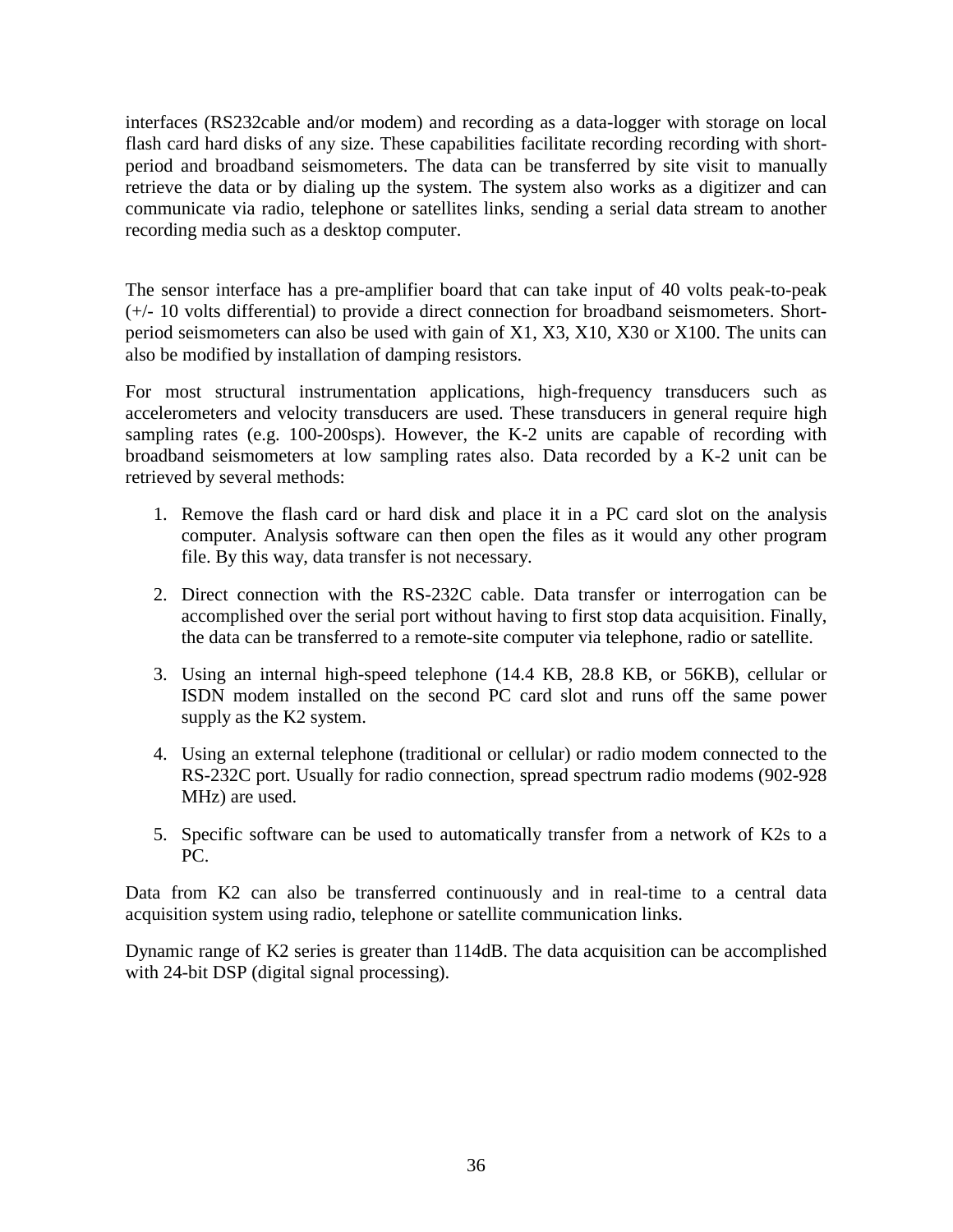interfaces (RS232cable and/or modem) and recording as a data-logger with storage on local flash card hard disks of any size. These capabilities facilitate recording recording with short-period and broadband seismometers. The data can be transferred by site visit to manually retrieve the data or by dialing up the system. The system also works as a digitizer and can communicate via radio, telephone or satellites links, sending a serial data stream to another recording media such as a desktop computer.

The sensor interface has a pre-amplifier board that can take input of 40 volts peak-to-peak (+/- 10 volts differential) to provide a direct connection for broadband seismometers. Short-period seismometers can also be used with gain of X1, X3, X10, X30 or X100. The units can also be modified by installation of damping resistors.

For most structural instrumentation applications, high-frequency transducers such as accelerometers and velocity transducers are used. These transducers in general require high sampling rates (e.g. 100-200sps). However, the K-2 units are capable of recording with broadband seismometers at low sampling rates also. Data recorded by a K-2 unit can be retrieved by several methods:

1. Remove the flash card or hard disk and place it in a PC card slot on the analysis computer. Analysis software can then open the files as it would any other program file. By this way, data transfer is not necessary.

2. Direct connection with the RS-232C cable. Data transfer or interrogation can be accomplished over the serial port without having to first stop data acquisition. Finally, the data can be transferred to a remote-site computer via telephone, radio or satellite.

3. Using an internal high-speed telephone (14.4 KB, 28.8 KB, or 56KB), cellular or ISDN modem installed on the second PC card slot and runs off the same power supply as the K2 system.

4. Using an external telephone (traditional or cellular) or radio modem connected to the RS-232C port. Usually for radio connection, spread spectrum radio modems (902-928 MHz) are used.

5. Specific software can be used to automatically transfer from a network of K2s to a PC.

Data from K2 can also be transferred continuously and in real-time to a central data acquisition system using radio, telephone or satellite communication links.

Dynamic range of K2 series is greater than 114dB. The data acquisition can be accomplished with 24-bit DSP (digital signal processing).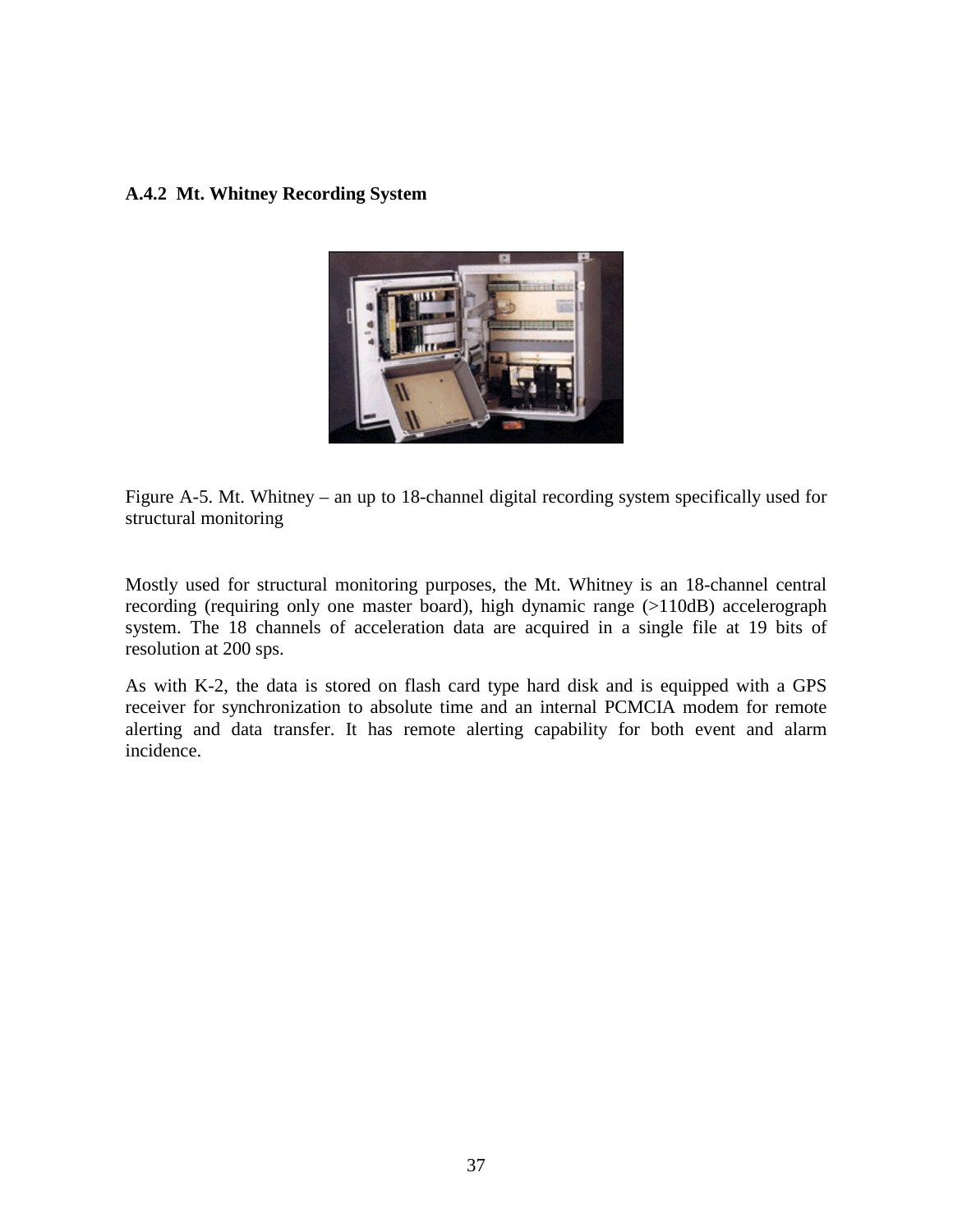### A.4.2 Mt. Whitney Recording System

Figure A-5. Mt. Whitney – an up to 18-channel digital recording system specifically used for structural monitoring

Mostly used for structural monitoring purposes, the Mt. Whitney is an 18-channel central recording (requiring only one master board), high dynamic range (>110dB) accelerograph system. The 18 channels of acceleration data are acquired in a single file at 19 bits of resolution at 200 sps.

As with K-2, the data is stored on flash card type hard disk and is equipped with a GPS receiver for synchronization to absolute time and an internal PCMCIA modem for remote alerting and data transfer. It has remote alerting capability for both event and alarm incidence.